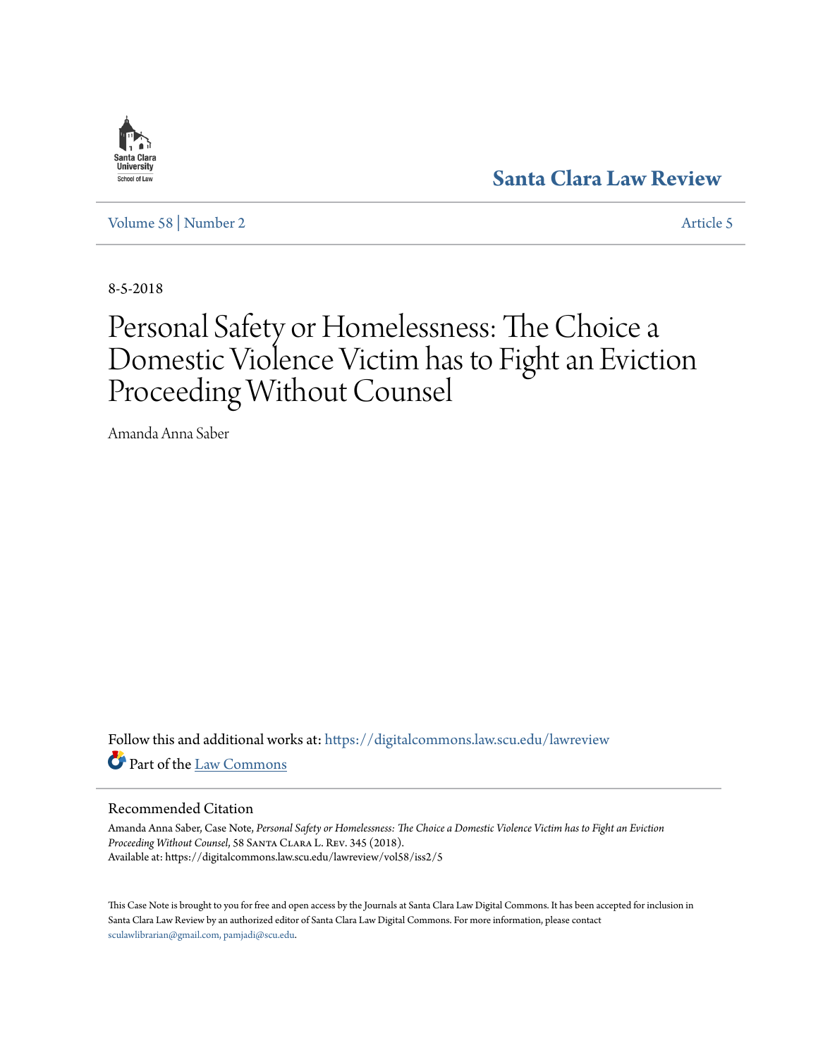Santa Clara University School of Law

**Santa Clara Law Review**

Volume 58 | Number 2 — Article 5

8-5-2018

# Personal Safety or Homelessness: The Choice a Domestic Violence Victim has to Fight an Eviction Proceeding Without Counsel

Amanda Anna Saber

Follow this and additional works at: https://digitalcommons.law.scu.edu/lawreview

Part of the Law Commons

## Recommended Citation

Amanda Anna Saber, Case Note, *Personal Safety or Homelessness: The Choice a Domestic Violence Victim has to Fight an Eviction Proceeding Without Counsel*, 58 Santa Clara L. Rev. 345 (2018).
Available at: https://digitalcommons.law.scu.edu/lawreview/vol58/iss2/5

This Case Note is brought to you for free and open access by the Journals at Santa Clara Law Digital Commons. It has been accepted for inclusion in Santa Clara Law Review by an authorized editor of Santa Clara Law Digital Commons. For more information, please contact sculawlibrarian@gmail.com, pamjadi@scu.edu.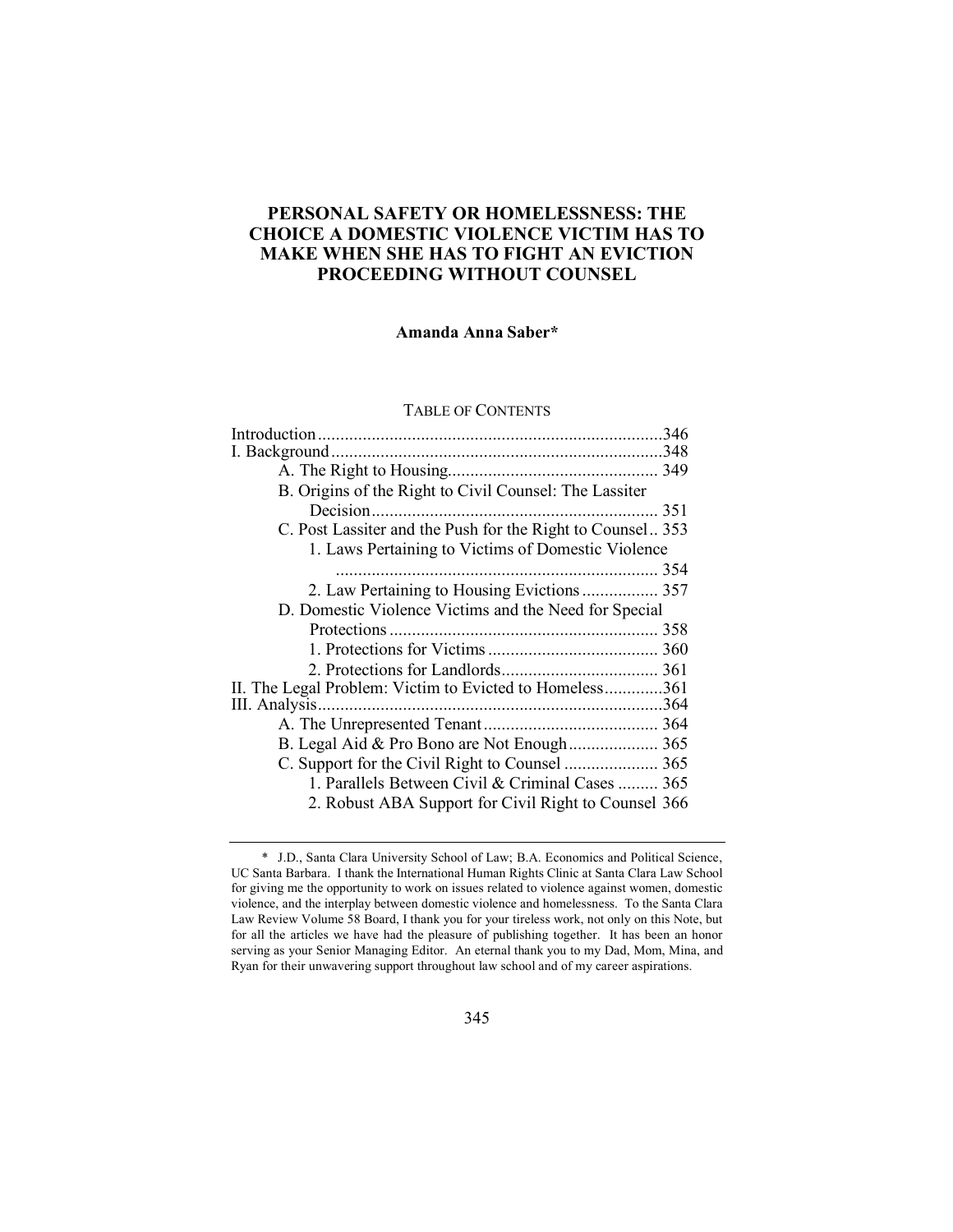# PERSONAL SAFETY OR HOMELESSNESS: THE CHOICE A DOMESTIC VIOLENCE VICTIM HAS TO MAKE WHEN SHE HAS TO FIGHT AN EVICTION PROCEEDING WITHOUT COUNSEL

**Amanda Anna Saber***

TABLE OF CONTENTS

Introduction ............................................................................346
I. Background ..........................................................................348
    A. The Right to Housing............................................... 349
    B. Origins of the Right to Civil Counsel: The Lassiter Decision................................................................ 351
    C. Post Lassiter and the Push for the Right to Counsel.. 353
        1. Laws Pertaining to Victims of Domestic Violence ........................................................................ 354
        2. Law Pertaining to Housing Evictions ................. 357
    D. Domestic Violence Victims and the Need for Special Protections ............................................................ 358
        1. Protections for Victims ...................................... 360
        2. Protections for Landlords................................... 361
II. The Legal Problem: Victim to Evicted to Homeless.............361
III. Analysis.............................................................................364
    A. The Unrepresented Tenant ....................................... 364
    B. Legal Aid & Pro Bono are Not Enough.................... 365
    C. Support for the Civil Right to Counsel ..................... 365
        1. Parallels Between Civil & Criminal Cases ......... 365
        2. Robust ABA Support for Civil Right to Counsel 366

---

\* J.D., Santa Clara University School of Law; B.A. Economics and Political Science, UC Santa Barbara. I thank the International Human Rights Clinic at Santa Clara Law School for giving me the opportunity to work on issues related to violence against women, domestic violence, and the interplay between domestic violence and homelessness. To the Santa Clara Law Review Volume 58 Board, I thank you for your tireless work, not only on this Note, but for all the articles we have had the pleasure of publishing together. It has been an honor serving as your Senior Managing Editor. An eternal thank you to my Dad, Mom, Mina, and Ryan for their unwavering support throughout law school and of my career aspirations.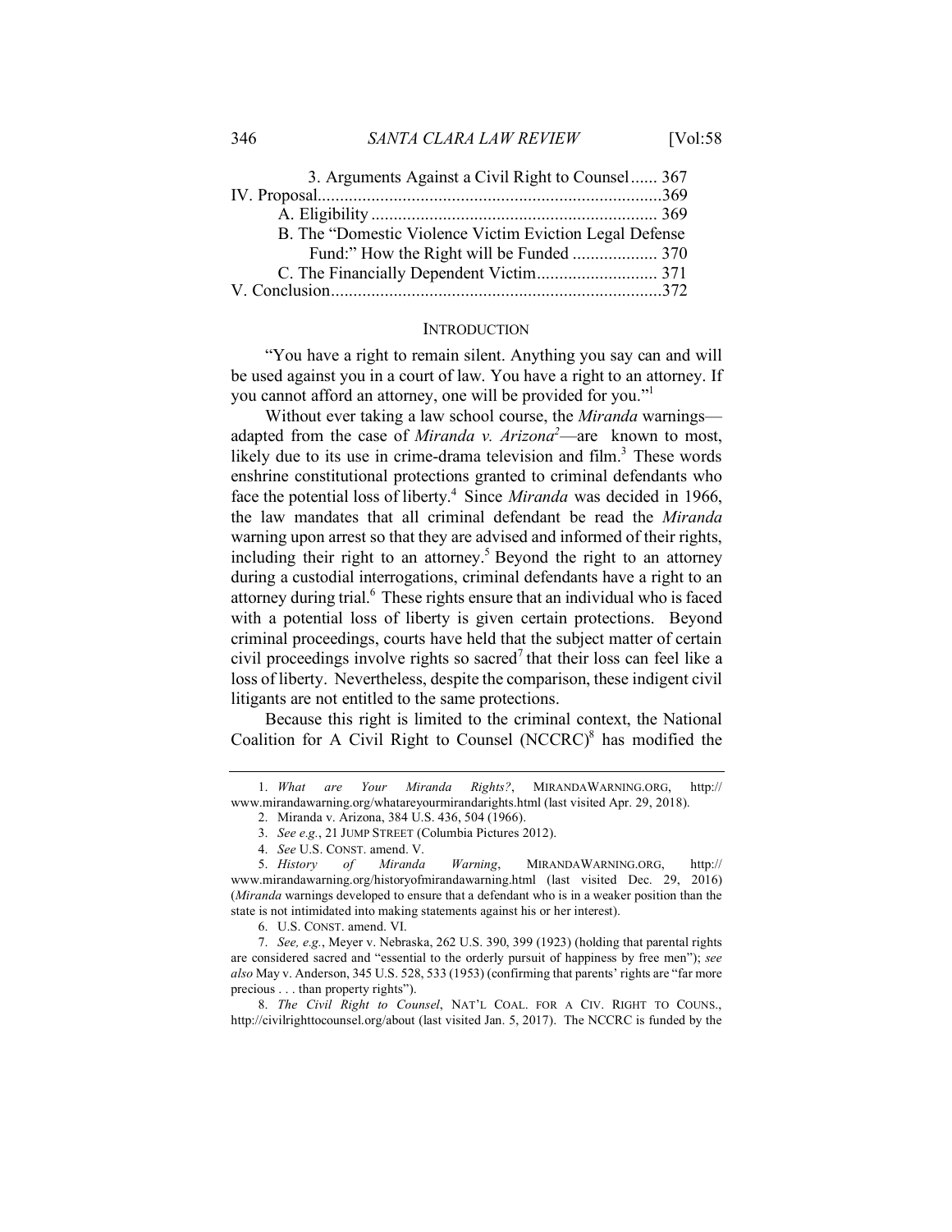3. Arguments Against a Civil Right to Counsel...... 367
IV. Proposal..........................................................................369
A. Eligibility ............................................................... 369
B. The "Domestic Violence Victim Eviction Legal Defense Fund:" How the Right will be Funded ................... 370
C. The Financially Dependent Victim........................... 371
V. Conclusion.........................................................................372

## INTRODUCTION

"You have a right to remain silent. Anything you say can and will be used against you in a court of law. You have a right to an attorney. If you cannot afford an attorney, one will be provided for you."[1]

Without ever taking a law school course, the *Miranda* warnings—adapted from the case of *Miranda v. Arizona*[2]—are known to most, likely due to its use in crime-drama television and film.[3] These words enshrine constitutional protections granted to criminal defendants who face the potential loss of liberty.[4] Since *Miranda* was decided in 1966, the law mandates that all criminal defendant be read the *Miranda* warning upon arrest so that they are advised and informed of their rights, including their right to an attorney.[5] Beyond the right to an attorney during a custodial interrogations, criminal defendants have a right to an attorney during trial.[6] These rights ensure that an individual who is faced with a potential loss of liberty is given certain protections. Beyond criminal proceedings, courts have held that the subject matter of certain civil proceedings involve rights so sacred[7] that their loss can feel like a loss of liberty. Nevertheless, despite the comparison, these indigent civil litigants are not entitled to the same protections.

Because this right is limited to the criminal context, the National Coalition for A Civil Right to Counsel (NCCRC)[8] has modified the

---

1. *What are Your Miranda Rights?*, MIRANDAWARNING.ORG, http://www.mirandawarning.org/whatareyourmirandarights.html (last visited Apr. 29, 2018).

2. Miranda v. Arizona, 384 U.S. 436, 504 (1966).

3. *See e.g.*, 21 JUMP STREET (Columbia Pictures 2012).

4. *See* U.S. CONST. amend. V.

5. *History of Miranda Warning*, MIRANDAWARNING.ORG, http://www.mirandawarning.org/historyofmirandawarning.html (last visited Dec. 29, 2016) (*Miranda* warnings developed to ensure that a defendant who is in a weaker position than the state is not intimidated into making statements against his or her interest).

6. U.S. CONST. amend. VI.

7. *See, e.g.*, Meyer v. Nebraska, 262 U.S. 390, 399 (1923) (holding that parental rights are considered sacred and "essential to the orderly pursuit of happiness by free men"); *see also* May v. Anderson, 345 U.S. 528, 533 (1953) (confirming that parents' rights are "far more precious . . . than property rights").

8. *The Civil Right to Counsel*, NAT'L COAL. FOR A CIV. RIGHT TO COUNS., http://civilrighttocounsel.org/about (last visited Jan. 5, 2017). The NCCRC is funded by the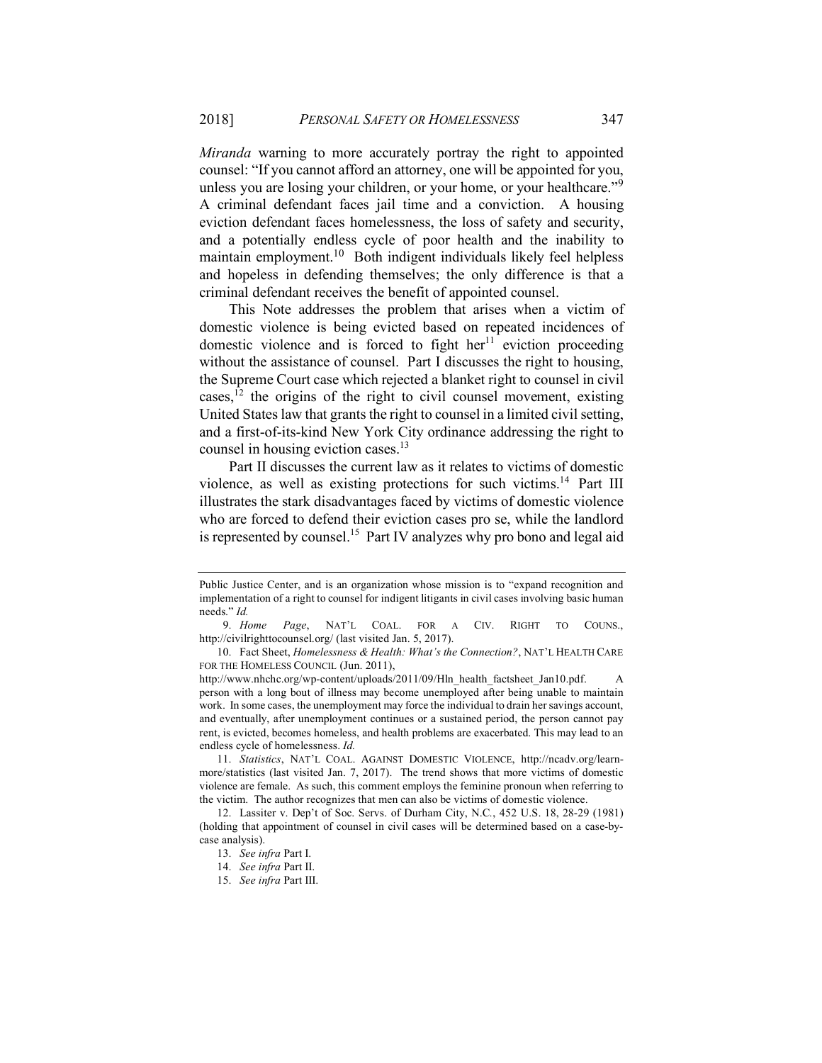*Miranda* warning to more accurately portray the right to appointed counsel: "If you cannot afford an attorney, one will be appointed for you, unless you are losing your children, or your home, or your healthcare."[9] A criminal defendant faces jail time and a conviction. A housing eviction defendant faces homelessness, the loss of safety and security, and a potentially endless cycle of poor health and the inability to maintain employment.[10] Both indigent individuals likely feel helpless and hopeless in defending themselves; the only difference is that a criminal defendant receives the benefit of appointed counsel.

This Note addresses the problem that arises when a victim of domestic violence is being evicted based on repeated incidences of domestic violence and is forced to fight her[11] eviction proceeding without the assistance of counsel. Part I discusses the right to housing, the Supreme Court case which rejected a blanket right to counsel in civil cases,[12] the origins of the right to civil counsel movement, existing United States law that grants the right to counsel in a limited civil setting, and a first-of-its-kind New York City ordinance addressing the right to counsel in housing eviction cases.[13]

Part II discusses the current law as it relates to victims of domestic violence, as well as existing protections for such victims.[14] Part III illustrates the stark disadvantages faced by victims of domestic violence who are forced to defend their eviction cases pro se, while the landlord is represented by counsel.[15] Part IV analyzes why pro bono and legal aid

---

Public Justice Center, and is an organization whose mission is to "expand recognition and implementation of a right to counsel for indigent litigants in civil cases involving basic human needs." *Id.*

9. *Home Page*, NAT'L COAL. FOR A CIV. RIGHT TO COUNS., http://civilrighttocounsel.org/ (last visited Jan. 5, 2017).

10. Fact Sheet, *Homelessness & Health: What's the Connection?*, NAT'L HEALTH CARE FOR THE HOMELESS COUNCIL (Jun. 2011), http://www.nhchc.org/wp-content/uploads/2011/09/Hln_health_factsheet_Jan10.pdf. A person with a long bout of illness may become unemployed after being unable to maintain work. In some cases, the unemployment may force the individual to drain her savings account, and eventually, after unemployment continues or a sustained period, the person cannot pay rent, is evicted, becomes homeless, and health problems are exacerbated. This may lead to an endless cycle of homelessness. *Id.*

11. *Statistics*, NAT'L COAL. AGAINST DOMESTIC VIOLENCE, http://ncadv.org/learn-more/statistics (last visited Jan. 7, 2017). The trend shows that more victims of domestic violence are female. As such, this comment employs the feminine pronoun when referring to the victim. The author recognizes that men can also be victims of domestic violence.

12. Lassiter v. Dep't of Soc. Servs. of Durham City, N.C., 452 U.S. 18, 28-29 (1981) (holding that appointment of counsel in civil cases will be determined based on a case-by-case analysis).

13. *See infra* Part I.

14. *See infra* Part II.

15. *See infra* Part III.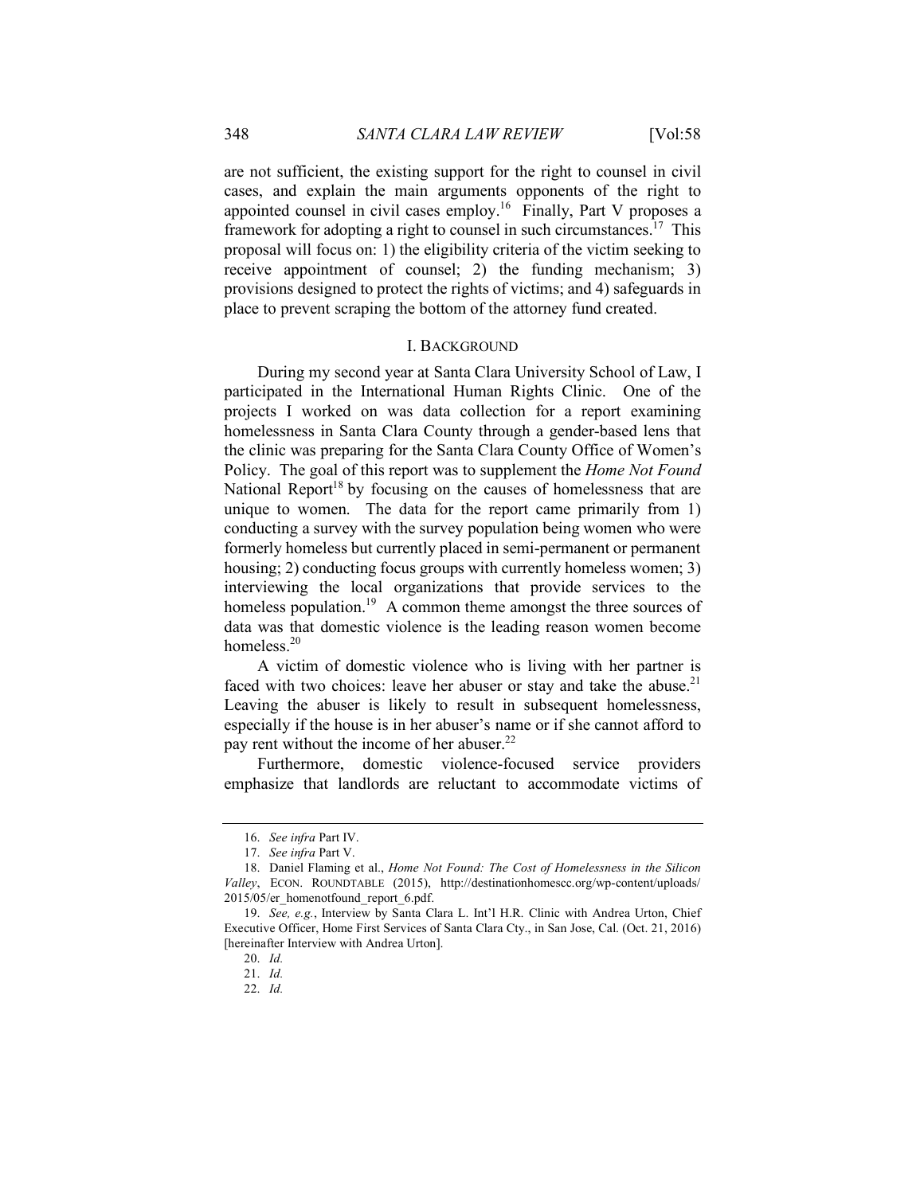are not sufficient, the existing support for the right to counsel in civil cases, and explain the main arguments opponents of the right to appointed counsel in civil cases employ.[16] Finally, Part V proposes a framework for adopting a right to counsel in such circumstances.[17] This proposal will focus on: 1) the eligibility criteria of the victim seeking to receive appointment of counsel; 2) the funding mechanism; 3) provisions designed to protect the rights of victims; and 4) safeguards in place to prevent scraping the bottom of the attorney fund created.

## I. BACKGROUND

During my second year at Santa Clara University School of Law, I participated in the International Human Rights Clinic. One of the projects I worked on was data collection for a report examining homelessness in Santa Clara County through a gender-based lens that the clinic was preparing for the Santa Clara County Office of Women's Policy. The goal of this report was to supplement the *Home Not Found* National Report[18] by focusing on the causes of homelessness that are unique to women. The data for the report came primarily from 1) conducting a survey with the survey population being women who were formerly homeless but currently placed in semi-permanent or permanent housing; 2) conducting focus groups with currently homeless women; 3) interviewing the local organizations that provide services to the homeless population.[19] A common theme amongst the three sources of data was that domestic violence is the leading reason women become homeless.[20]

A victim of domestic violence who is living with her partner is faced with two choices: leave her abuser or stay and take the abuse.[21] Leaving the abuser is likely to result in subsequent homelessness, especially if the house is in her abuser's name or if she cannot afford to pay rent without the income of her abuser.[22]

Furthermore, domestic violence-focused service providers emphasize that landlords are reluctant to accommodate victims of

---

16. *See infra* Part IV.

17. *See infra* Part V.

18. Daniel Flaming et al., *Home Not Found: The Cost of Homelessness in the Silicon Valley*, ECON. ROUNDTABLE (2015), http://destinationhomescc.org/wp-content/uploads/2015/05/er_homenotfound_report_6.pdf.

19. *See, e.g.*, Interview by Santa Clara L. Int'l H.R. Clinic with Andrea Urton, Chief Executive Officer, Home First Services of Santa Clara Cty., in San Jose, Cal. (Oct. 21, 2016) [hereinafter Interview with Andrea Urton].

20. *Id.*

21. *Id.*

22. *Id.*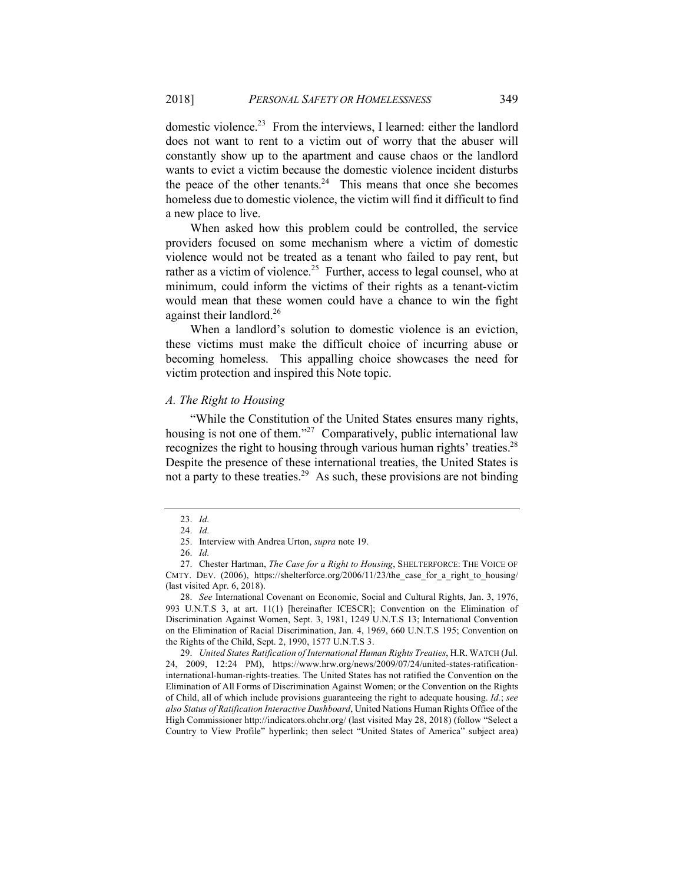domestic violence.[23] From the interviews, I learned: either the landlord does not want to rent to a victim out of worry that the abuser will constantly show up to the apartment and cause chaos or the landlord wants to evict a victim because the domestic violence incident disturbs the peace of the other tenants.[24] This means that once she becomes homeless due to domestic violence, the victim will find it difficult to find a new place to live.

When asked how this problem could be controlled, the service providers focused on some mechanism where a victim of domestic violence would not be treated as a tenant who failed to pay rent, but rather as a victim of violence.[25] Further, access to legal counsel, who at minimum, could inform the victims of their rights as a tenant-victim would mean that these women could have a chance to win the fight against their landlord.[26]

When a landlord's solution to domestic violence is an eviction, these victims must make the difficult choice of incurring abuse or becoming homeless. This appalling choice showcases the need for victim protection and inspired this Note topic.

### *A. The Right to Housing*

"While the Constitution of the United States ensures many rights, housing is not one of them."[27] Comparatively, public international law recognizes the right to housing through various human rights' treaties.[28] Despite the presence of these international treaties, the United States is not a party to these treaties.[29] As such, these provisions are not binding

---

23. *Id.*

24. *Id.*

25. Interview with Andrea Urton, *supra* note 19.

26. *Id.*

27. Chester Hartman, *The Case for a Right to Housing*, SHELTERFORCE: THE VOICE OF CMTY. DEV. (2006), https://shelterforce.org/2006/11/23/the_case_for_a_right_to_housing/ (last visited Apr. 6, 2018).

28. *See* International Covenant on Economic, Social and Cultural Rights, Jan. 3, 1976, 993 U.N.T.S 3, at art. 11(1) [hereinafter ICESCR]; Convention on the Elimination of Discrimination Against Women, Sept. 3, 1981, 1249 U.N.T.S 13; International Convention on the Elimination of Racial Discrimination, Jan. 4, 1969, 660 U.N.T.S 195; Convention on the Rights of the Child, Sept. 2, 1990, 1577 U.N.T.S 3.

29. *United States Ratification of International Human Rights Treaties*, H.R. WATCH (Jul. 24, 2009, 12:24 PM), https://www.hrw.org/news/2009/07/24/united-states-ratification-international-human-rights-treaties. The United States has not ratified the Convention on the Elimination of All Forms of Discrimination Against Women; or the Convention on the Rights of Child, all of which include provisions guaranteeing the right to adequate housing. *Id.*; *see also Status of Ratification Interactive Dashboard*, United Nations Human Rights Office of the High Commissioner http://indicators.ohchr.org/ (last visited May 28, 2018) (follow "Select a Country to View Profile" hyperlink; then select "United States of America" subject area)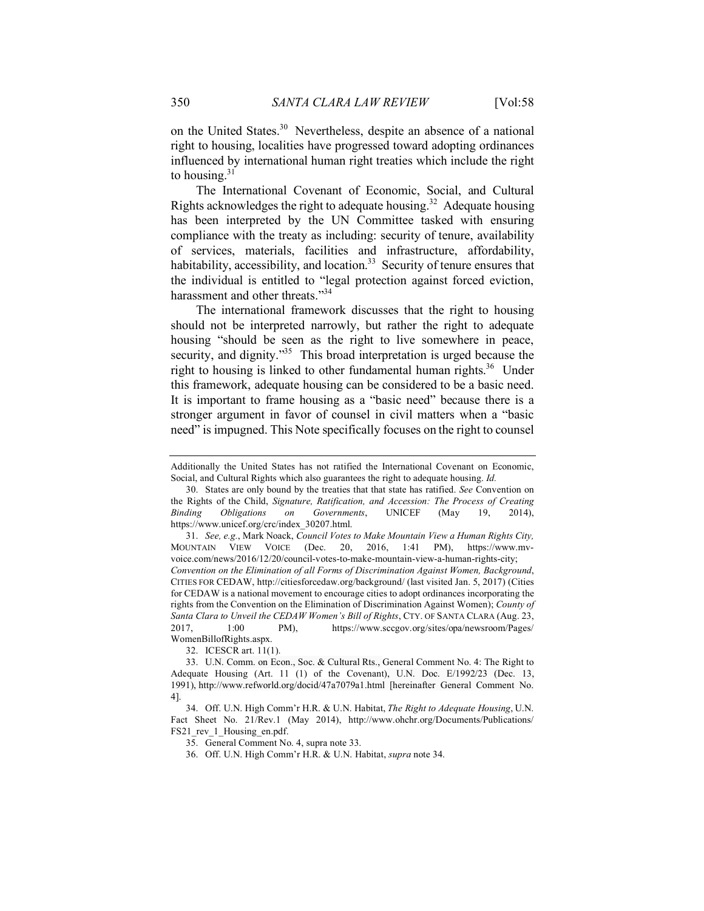on the United States.[30] Nevertheless, despite an absence of a national right to housing, localities have progressed toward adopting ordinances influenced by international human right treaties which include the right to housing.[31]

The International Covenant of Economic, Social, and Cultural Rights acknowledges the right to adequate housing.[32] Adequate housing has been interpreted by the UN Committee tasked with ensuring compliance with the treaty as including: security of tenure, availability of services, materials, facilities and infrastructure, affordability, habitability, accessibility, and location.[33] Security of tenure ensures that the individual is entitled to "legal protection against forced eviction, harassment and other threats."[34]

The international framework discusses that the right to housing should not be interpreted narrowly, but rather the right to adequate housing "should be seen as the right to live somewhere in peace, security, and dignity."[35] This broad interpretation is urged because the right to housing is linked to other fundamental human rights.[36] Under this framework, adequate housing can be considered to be a basic need. It is important to frame housing as a "basic need" because there is a stronger argument in favor of counsel in civil matters when a "basic need" is impugned. This Note specifically focuses on the right to counsel

---

Additionally the United States has not ratified the International Covenant on Economic, Social, and Cultural Rights which also guarantees the right to adequate housing. *Id.*

30. States are only bound by the treaties that that state has ratified. *See* Convention on the Rights of the Child, *Signature, Ratification, and Accession: The Process of Creating Binding Obligations on Governments*, UNICEF (May 19, 2014), https://www.unicef.org/crc/index_30207.html.

31. *See, e.g.*, Mark Noack, *Council Votes to Make Mountain View a Human Rights City,* MOUNTAIN VIEW VOICE (Dec. 20, 2016, 1:41 PM), https://www.mv-voice.com/news/2016/12/20/council-votes-to-make-mountain-view-a-human-rights-city; *Convention on the Elimination of all Forms of Discrimination Against Women, Background*, CITIES FOR CEDAW, http://citiesforcedaw.org/background/ (last visited Jan. 5, 2017) (Cities for CEDAW is a national movement to encourage cities to adopt ordinances incorporating the rights from the Convention on the Elimination of Discrimination Against Women); *County of Santa Clara to Unveil the CEDAW Women's Bill of Rights*, CTY. OF SANTA CLARA (Aug. 23, 2017, 1:00 PM), https://www.sccgov.org/sites/opa/newsroom/Pages/WomenBillofRights.aspx.

32. ICESCR art. 11(1).

33. U.N. Comm. on Econ., Soc. & Cultural Rts., General Comment No. 4: The Right to Adequate Housing (Art. 11 (1) of the Covenant), U.N. Doc. E/1992/23 (Dec. 13, 1991), http://www.refworld.org/docid/47a7079a1.html [hereinafter General Comment No. 4].

34. Off. U.N. High Comm'r H.R. & U.N. Habitat, *The Right to Adequate Housing*, U.N. Fact Sheet No. 21/Rev.1 (May 2014), http://www.ohchr.org/Documents/Publications/FS21_rev_1_Housing_en.pdf.

35. General Comment No. 4, supra note 33.

36. Off. U.N. High Comm'r H.R. & U.N. Habitat, *supra* note 34.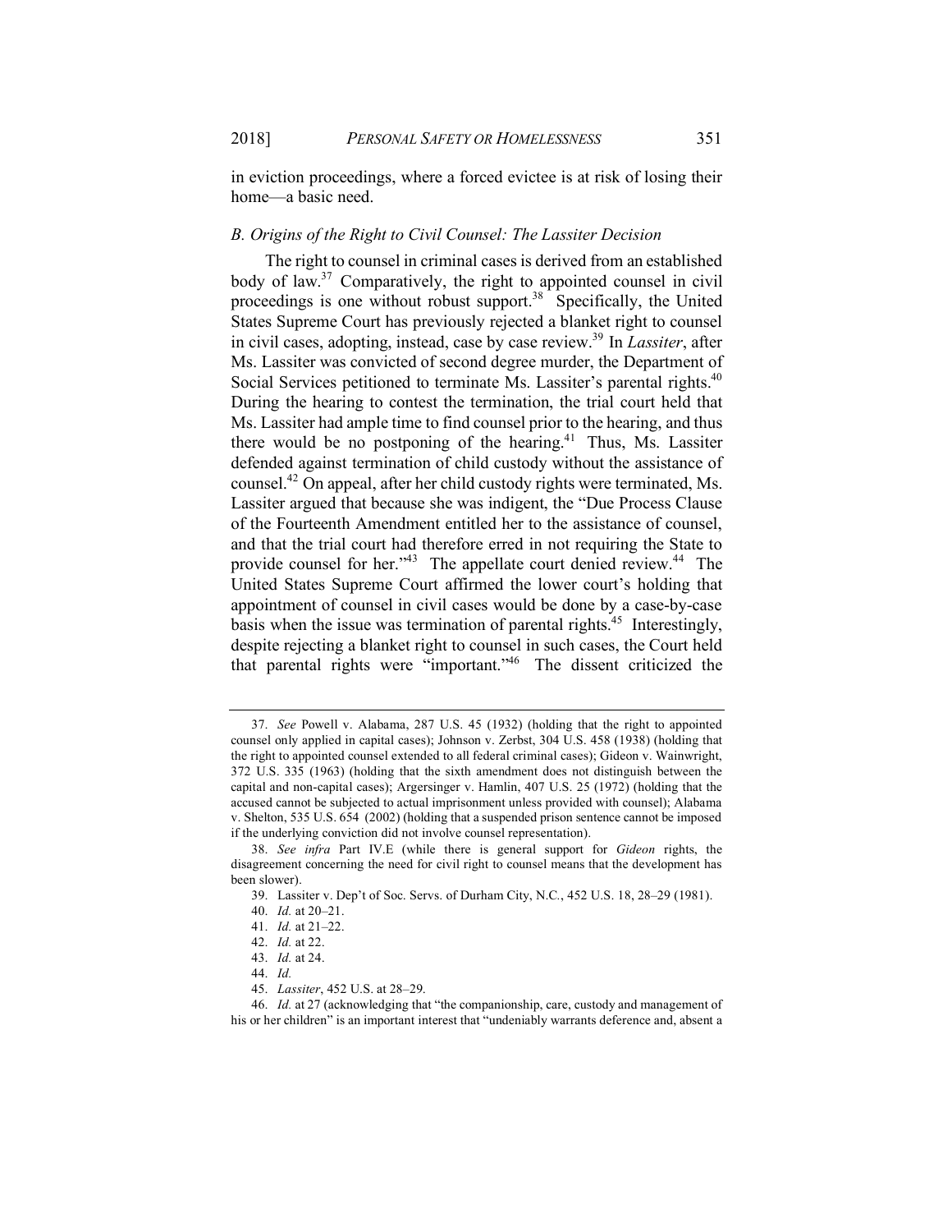in eviction proceedings, where a forced evictee is at risk of losing their home—a basic need.

### *B. Origins of the Right to Civil Counsel: The Lassiter Decision*

The right to counsel in criminal cases is derived from an established body of law.[37] Comparatively, the right to appointed counsel in civil proceedings is one without robust support.[38] Specifically, the United States Supreme Court has previously rejected a blanket right to counsel in civil cases, adopting, instead, case by case review.[39] In *Lassiter*, after Ms. Lassiter was convicted of second degree murder, the Department of Social Services petitioned to terminate Ms. Lassiter's parental rights.[40] During the hearing to contest the termination, the trial court held that Ms. Lassiter had ample time to find counsel prior to the hearing, and thus there would be no postponing of the hearing.[41] Thus, Ms. Lassiter defended against termination of child custody without the assistance of counsel.[42] On appeal, after her child custody rights were terminated, Ms. Lassiter argued that because she was indigent, the "Due Process Clause of the Fourteenth Amendment entitled her to the assistance of counsel, and that the trial court had therefore erred in not requiring the State to provide counsel for her."[43] The appellate court denied review.[44] The United States Supreme Court affirmed the lower court's holding that appointment of counsel in civil cases would be done by a case-by-case basis when the issue was termination of parental rights.[45] Interestingly, despite rejecting a blanket right to counsel in such cases, the Court held that parental rights were "important."[46] The dissent criticized the

---

37. *See* Powell v. Alabama, 287 U.S. 45 (1932) (holding that the right to appointed counsel only applied in capital cases); Johnson v. Zerbst, 304 U.S. 458 (1938) (holding that the right to appointed counsel extended to all federal criminal cases); Gideon v. Wainwright, 372 U.S. 335 (1963) (holding that the sixth amendment does not distinguish between the capital and non-capital cases); Argersinger v. Hamlin, 407 U.S. 25 (1972) (holding that the accused cannot be subjected to actual imprisonment unless provided with counsel); Alabama v. Shelton, 535 U.S. 654 (2002) (holding that a suspended prison sentence cannot be imposed if the underlying conviction did not involve counsel representation).

38. *See infra* Part IV.E (while there is general support for *Gideon* rights, the disagreement concerning the need for civil right to counsel means that the development has been slower).

39. Lassiter v. Dep't of Soc. Servs. of Durham City, N.C., 452 U.S. 18, 28–29 (1981).

40. *Id.* at 20–21.

41. *Id.* at 21–22.

42. *Id.* at 22.

43. *Id.* at 24.

44. *Id.*

45. *Lassiter*, 452 U.S. at 28–29.

46. *Id.* at 27 (acknowledging that "the companionship, care, custody and management of his or her children" is an important interest that "undeniably warrants deference and, absent a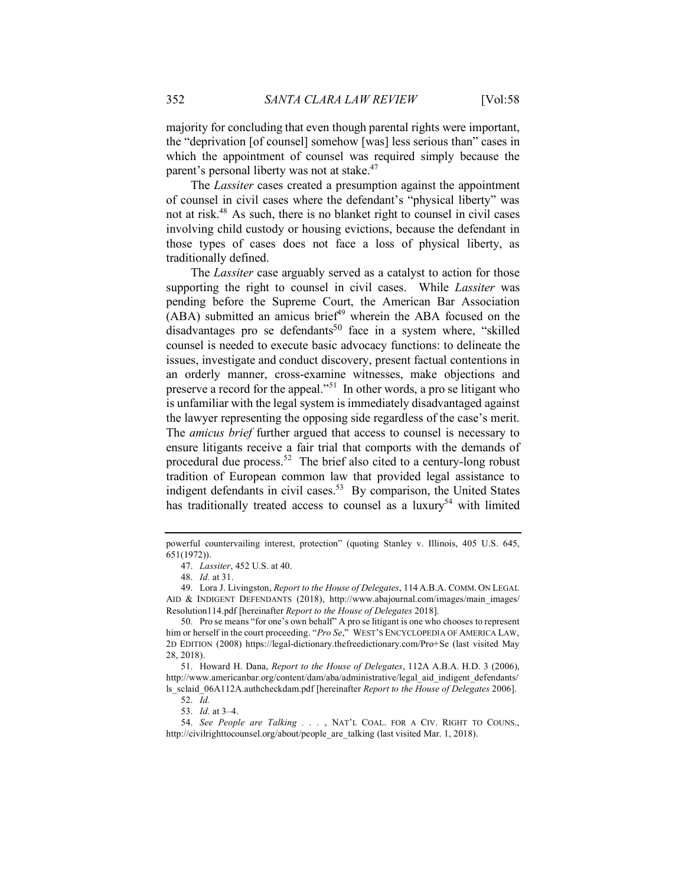majority for concluding that even though parental rights were important, the "deprivation [of counsel] somehow [was] less serious than" cases in which the appointment of counsel was required simply because the parent's personal liberty was not at stake.[47]

The *Lassiter* cases created a presumption against the appointment of counsel in civil cases where the defendant's "physical liberty" was not at risk.[48] As such, there is no blanket right to counsel in civil cases involving child custody or housing evictions, because the defendant in those types of cases does not face a loss of physical liberty, as traditionally defined.

The *Lassiter* case arguably served as a catalyst to action for those supporting the right to counsel in civil cases. While *Lassiter* was pending before the Supreme Court, the American Bar Association (ABA) submitted an amicus brief[49] wherein the ABA focused on the disadvantages pro se defendants[50] face in a system where, "skilled counsel is needed to execute basic advocacy functions: to delineate the issues, investigate and conduct discovery, present factual contentions in an orderly manner, cross-examine witnesses, make objections and preserve a record for the appeal."[51] In other words, a pro se litigant who is unfamiliar with the legal system is immediately disadvantaged against the lawyer representing the opposing side regardless of the case's merit. The *amicus brief* further argued that access to counsel is necessary to ensure litigants receive a fair trial that comports with the demands of procedural due process.[52] The brief also cited to a century-long robust tradition of European common law that provided legal assistance to indigent defendants in civil cases.[53] By comparison, the United States has traditionally treated access to counsel as a luxury[54] with limited

---

powerful countervailing interest, protection" (quoting Stanley v. Illinois, 405 U.S. 645, 651(1972)).

47. *Lassiter*, 452 U.S. at 40.

48. *Id.* at 31.

49. Lora J. Livingston, *Report to the House of Delegates*, 114 A.B.A. COMM. ON LEGAL AID & INDIGENT DEFENDANTS (2018), http://www.abajournal.com/images/main_images/Resolution114.pdf [hereinafter *Report to the House of Delegates* 2018].

50. Pro se means "for one's own behalf" A pro se litigant is one who chooses to represent him or herself in the court proceeding. "*Pro Se*," WEST'S ENCYCLOPEDIA OF AMERICA LAW, 2D EDITION (2008) https://legal-dictionary.thefreedictionary.com/Pro+Se (last visited May 28, 2018).

51. Howard H. Dana, *Report to the House of Delegates*, 112A A.B.A. H.D. 3 (2006), http://www.americanbar.org/content/dam/aba/administrative/legal_aid_indigent_defendants/ls_sclaid_06A112A.authcheckdam.pdf [hereinafter *Report to the House of Delegates* 2006].

52. *Id.*

53. *Id.* at 3–4.

54. *See People are Talking . . .* , NAT'L COAL. FOR A CIV. RIGHT TO COUNS., http://civilrighttocounsel.org/about/people_are_talking (last visited Mar. 1, 2018).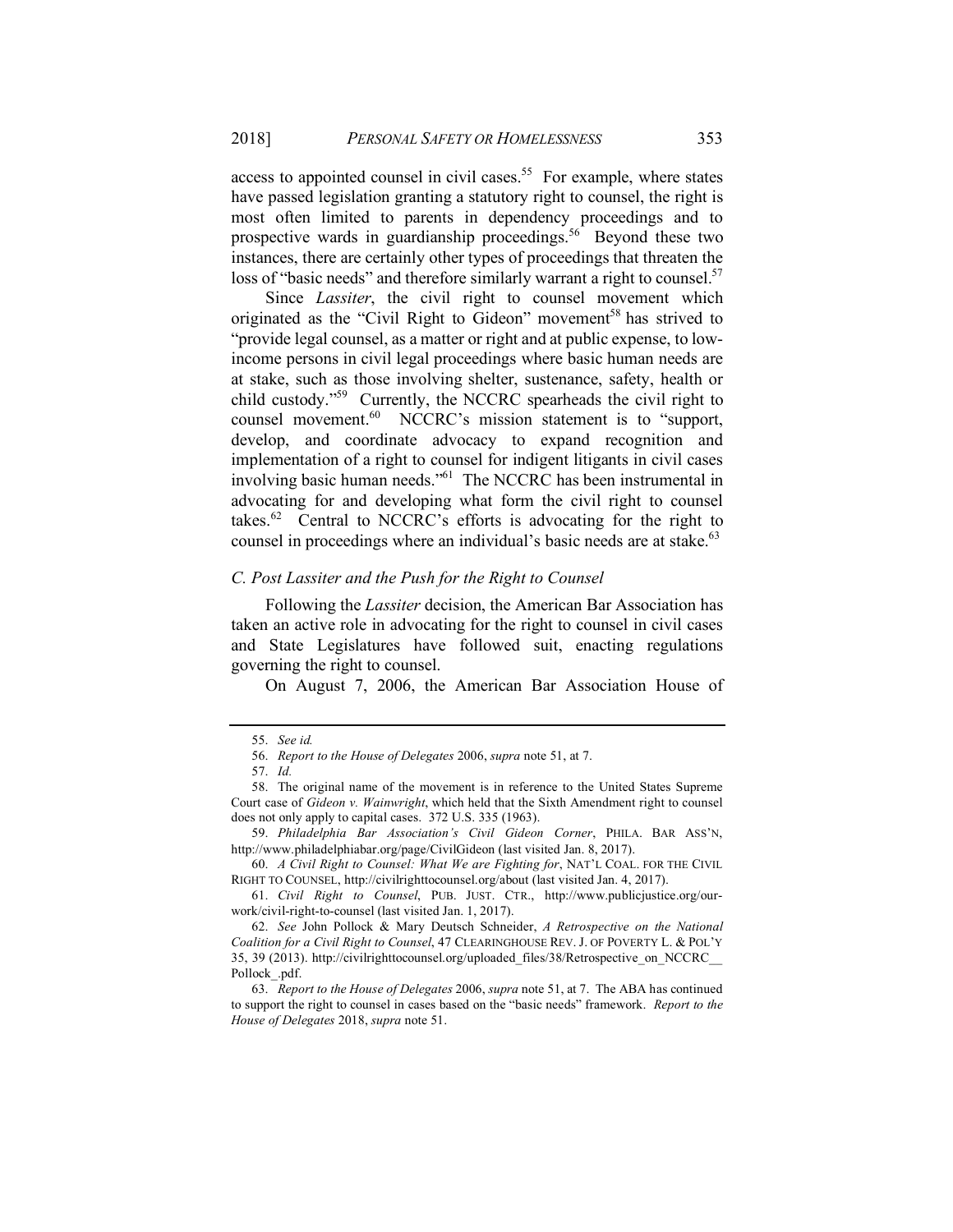access to appointed counsel in civil cases.[55] For example, where states have passed legislation granting a statutory right to counsel, the right is most often limited to parents in dependency proceedings and to prospective wards in guardianship proceedings.[56] Beyond these two instances, there are certainly other types of proceedings that threaten the loss of "basic needs" and therefore similarly warrant a right to counsel.[57]

Since *Lassiter*, the civil right to counsel movement which originated as the "Civil Right to Gideon" movement[58] has strived to "provide legal counsel, as a matter or right and at public expense, to low-income persons in civil legal proceedings where basic human needs are at stake, such as those involving shelter, sustenance, safety, health or child custody."[59] Currently, the NCCRC spearheads the civil right to counsel movement.[60] NCCRC's mission statement is to "support, develop, and coordinate advocacy to expand recognition and implementation of a right to counsel for indigent litigants in civil cases involving basic human needs."[61] The NCCRC has been instrumental in advocating for and developing what form the civil right to counsel takes.[62] Central to NCCRC's efforts is advocating for the right to counsel in proceedings where an individual's basic needs are at stake.[63]

### *C. Post Lassiter and the Push for the Right to Counsel*

Following the *Lassiter* decision, the American Bar Association has taken an active role in advocating for the right to counsel in civil cases and State Legislatures have followed suit, enacting regulations governing the right to counsel.

On August 7, 2006, the American Bar Association House of

---

55. *See id.*

56. *Report to the House of Delegates* 2006, *supra* note 51, at 7.

57. *Id.*

58. The original name of the movement is in reference to the United States Supreme Court case of *Gideon v. Wainwright*, which held that the Sixth Amendment right to counsel does not only apply to capital cases. 372 U.S. 335 (1963).

59. *Philadelphia Bar Association's Civil Gideon Corner*, PHILA. BAR ASS'N, http://www.philadelphiabar.org/page/CivilGideon (last visited Jan. 8, 2017).

60. *A Civil Right to Counsel: What We are Fighting for*, NAT'L COAL. FOR THE CIVIL RIGHT TO COUNSEL, http://civilrighttocounsel.org/about (last visited Jan. 4, 2017).

61. *Civil Right to Counsel*, PUB. JUST. CTR., http://www.publicjustice.org/our-work/civil-right-to-counsel (last visited Jan. 1, 2017).

62. *See* John Pollock & Mary Deutsch Schneider, *A Retrospective on the National Coalition for a Civil Right to Counsel*, 47 CLEARINGHOUSE REV. J. OF POVERTY L. & POL'Y 35, 39 (2013). http://civilrighttocounsel.org/uploaded_files/38/Retrospective_on_NCCRC__Pollock_.pdf.

63. *Report to the House of Delegates* 2006, *supra* note 51, at 7. The ABA has continued to support the right to counsel in cases based on the "basic needs" framework. *Report to the House of Delegates* 2018, *supra* note 51.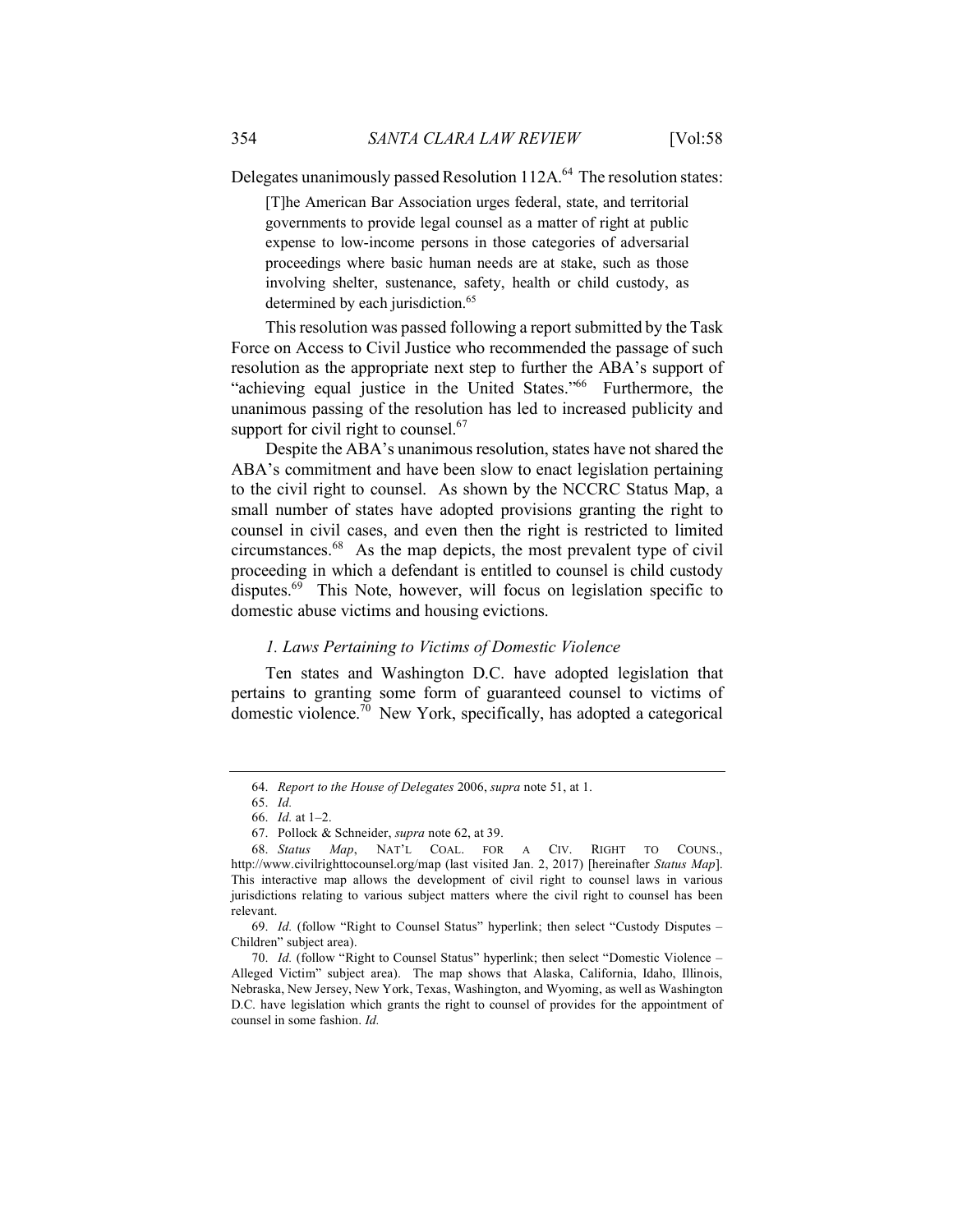Delegates unanimously passed Resolution 112A.[64] The resolution states:

> [T]he American Bar Association urges federal, state, and territorial governments to provide legal counsel as a matter of right at public expense to low-income persons in those categories of adversarial proceedings where basic human needs are at stake, such as those involving shelter, sustenance, safety, health or child custody, as determined by each jurisdiction.[65]

This resolution was passed following a report submitted by the Task Force on Access to Civil Justice who recommended the passage of such resolution as the appropriate next step to further the ABA's support of "achieving equal justice in the United States."[66] Furthermore, the unanimous passing of the resolution has led to increased publicity and support for civil right to counsel.[67]

Despite the ABA's unanimous resolution, states have not shared the ABA's commitment and have been slow to enact legislation pertaining to the civil right to counsel. As shown by the NCCRC Status Map, a small number of states have adopted provisions granting the right to counsel in civil cases, and even then the right is restricted to limited circumstances.[68] As the map depicts, the most prevalent type of civil proceeding in which a defendant is entitled to counsel is child custody disputes.[69] This Note, however, will focus on legislation specific to domestic abuse victims and housing evictions.

### *1. Laws Pertaining to Victims of Domestic Violence*

Ten states and Washington D.C. have adopted legislation that pertains to granting some form of guaranteed counsel to victims of domestic violence.[70] New York, specifically, has adopted a categorical

---

64. *Report to the House of Delegates* 2006, *supra* note 51, at 1.

65. *Id.*

66. *Id.* at 1–2.

67. Pollock & Schneider, *supra* note 62, at 39.

68. *Status Map*, NAT'L COAL. FOR A CIV. RIGHT TO COUNS., http://www.civilrighttocounsel.org/map (last visited Jan. 2, 2017) [hereinafter *Status Map*]. This interactive map allows the development of civil right to counsel laws in various jurisdictions relating to various subject matters where the civil right to counsel has been relevant.

69. *Id.* (follow "Right to Counsel Status" hyperlink; then select "Custody Disputes – Children" subject area).

70. *Id.* (follow "Right to Counsel Status" hyperlink; then select "Domestic Violence – Alleged Victim" subject area). The map shows that Alaska, California, Idaho, Illinois, Nebraska, New Jersey, New York, Texas, Washington, and Wyoming, as well as Washington D.C. have legislation which grants the right to counsel of provides for the appointment of counsel in some fashion. *Id.*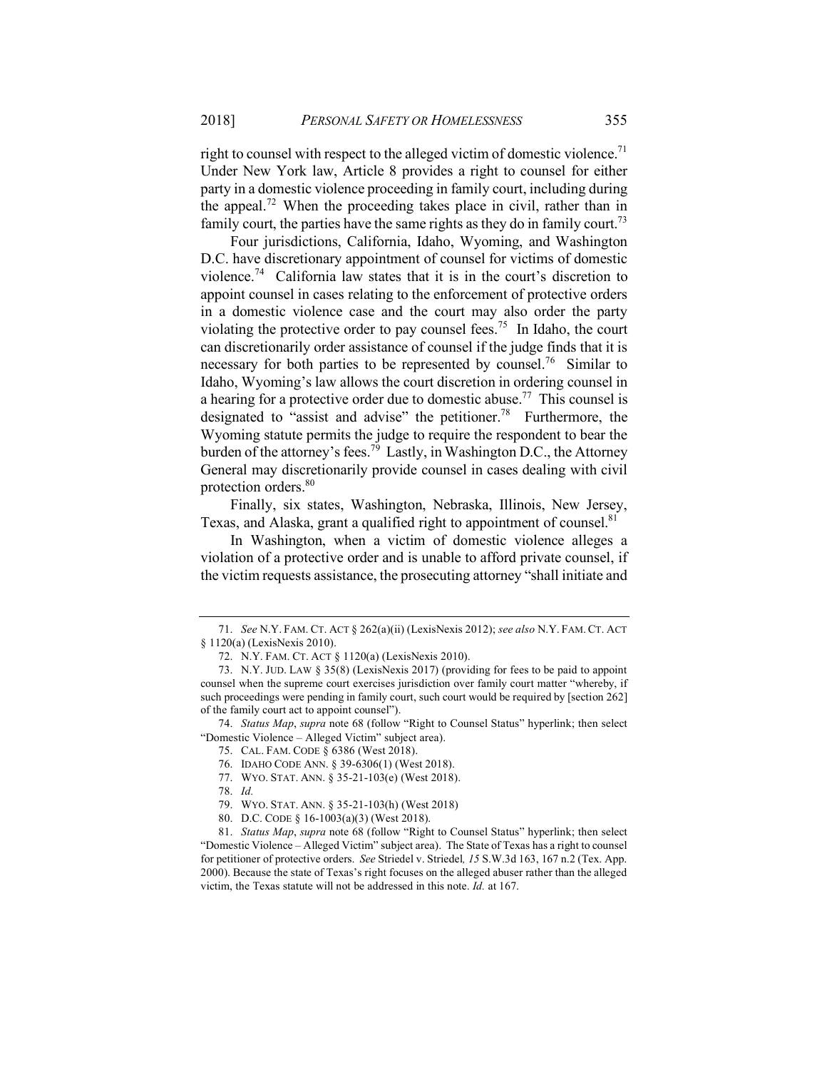right to counsel with respect to the alleged victim of domestic violence.[71] Under New York law, Article 8 provides a right to counsel for either party in a domestic violence proceeding in family court, including during the appeal.[72] When the proceeding takes place in civil, rather than in family court, the parties have the same rights as they do in family court.[73]

Four jurisdictions, California, Idaho, Wyoming, and Washington D.C. have discretionary appointment of counsel for victims of domestic violence.[74] California law states that it is in the court's discretion to appoint counsel in cases relating to the enforcement of protective orders in a domestic violence case and the court may also order the party violating the protective order to pay counsel fees.[75] In Idaho, the court can discretionarily order assistance of counsel if the judge finds that it is necessary for both parties to be represented by counsel.[76] Similar to Idaho, Wyoming's law allows the court discretion in ordering counsel in a hearing for a protective order due to domestic abuse.[77] This counsel is designated to "assist and advise" the petitioner.[78] Furthermore, the Wyoming statute permits the judge to require the respondent to bear the burden of the attorney's fees.[79] Lastly, in Washington D.C., the Attorney General may discretionarily provide counsel in cases dealing with civil protection orders.[80]

Finally, six states, Washington, Nebraska, Illinois, New Jersey, Texas, and Alaska, grant a qualified right to appointment of counsel.[81]

In Washington, when a victim of domestic violence alleges a violation of a protective order and is unable to afford private counsel, if the victim requests assistance, the prosecuting attorney "shall initiate and

---

71. *See* N.Y. FAM. CT. ACT § 262(a)(ii) (LexisNexis 2012); *see also* N.Y. FAM. CT. ACT § 1120(a) (LexisNexis 2010).

72. N.Y. FAM. CT. ACT § 1120(a) (LexisNexis 2010).

73. N.Y. JUD. LAW § 35(8) (LexisNexis 2017) (providing for fees to be paid to appoint counsel when the supreme court exercises jurisdiction over family court matter "whereby, if such proceedings were pending in family court, such court would be required by [section 262] of the family court act to appoint counsel").

74. *Status Map*, *supra* note 68 (follow "Right to Counsel Status" hyperlink; then select "Domestic Violence – Alleged Victim" subject area).

75. CAL. FAM. CODE § 6386 (West 2018).

76. IDAHO CODE ANN. § 39-6306(1) (West 2018).

77. WYO. STAT. ANN. § 35-21-103(e) (West 2018).

78. *Id.*

79. WYO. STAT. ANN. § 35-21-103(h) (West 2018)

80. D.C. CODE § 16-1003(a)(3) (West 2018).

81. *Status Map*, *supra* note 68 (follow "Right to Counsel Status" hyperlink; then select "Domestic Violence – Alleged Victim" subject area). The State of Texas has a right to counsel for petitioner of protective orders. *See* Striedel v. Striedel*, 15* S.W.3d 163, 167 n.2 (Tex. App. 2000). Because the state of Texas's right focuses on the alleged abuser rather than the alleged victim, the Texas statute will not be addressed in this note. *Id.* at 167.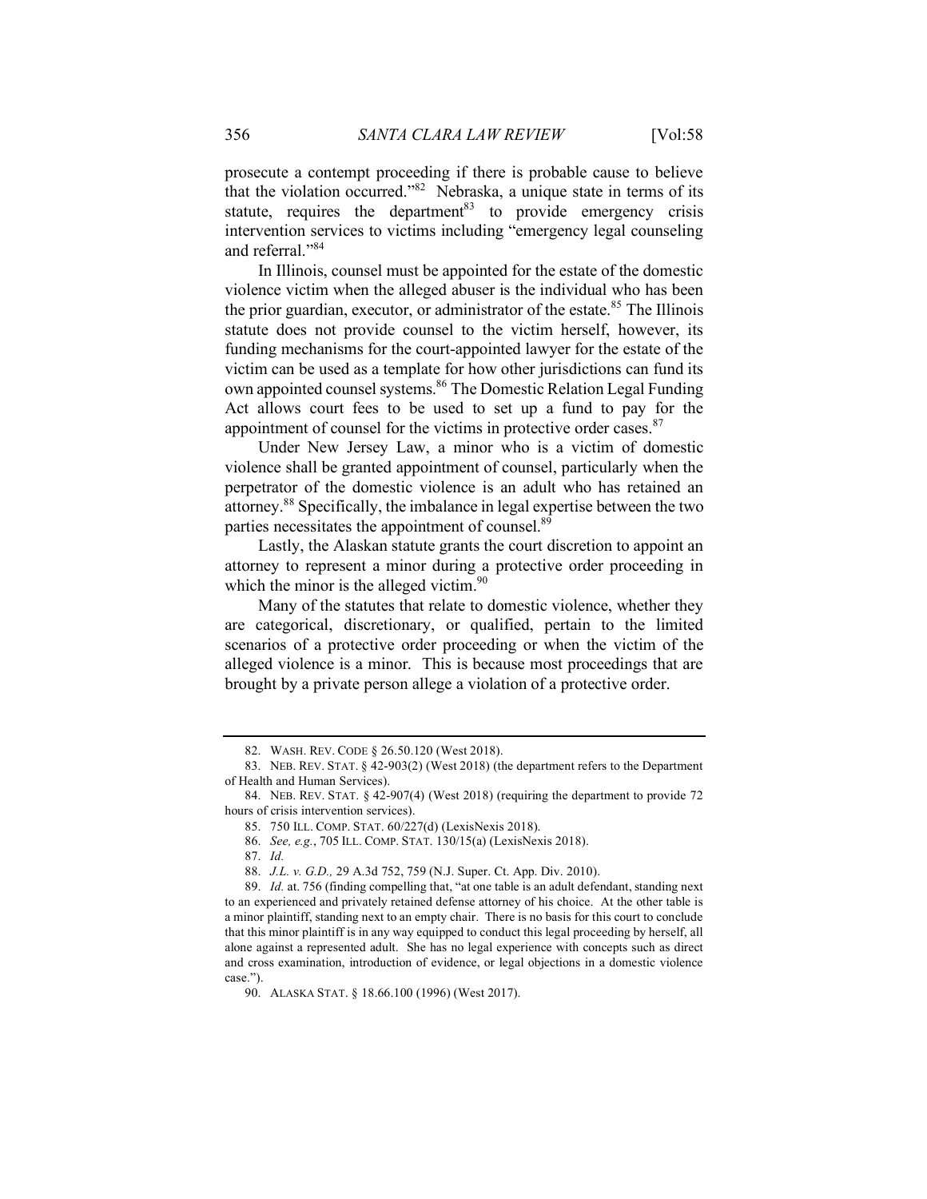prosecute a contempt proceeding if there is probable cause to believe that the violation occurred."[82] Nebraska, a unique state in terms of its statute, requires the department[83] to provide emergency crisis intervention services to victims including "emergency legal counseling and referral."[84]

In Illinois, counsel must be appointed for the estate of the domestic violence victim when the alleged abuser is the individual who has been the prior guardian, executor, or administrator of the estate.[85] The Illinois statute does not provide counsel to the victim herself, however, its funding mechanisms for the court-appointed lawyer for the estate of the victim can be used as a template for how other jurisdictions can fund its own appointed counsel systems.[86] The Domestic Relation Legal Funding Act allows court fees to be used to set up a fund to pay for the appointment of counsel for the victims in protective order cases.[87]

Under New Jersey Law, a minor who is a victim of domestic violence shall be granted appointment of counsel, particularly when the perpetrator of the domestic violence is an adult who has retained an attorney.[88] Specifically, the imbalance in legal expertise between the two parties necessitates the appointment of counsel.[89]

Lastly, the Alaskan statute grants the court discretion to appoint an attorney to represent a minor during a protective order proceeding in which the minor is the alleged victim.[90]

Many of the statutes that relate to domestic violence, whether they are categorical, discretionary, or qualified, pertain to the limited scenarios of a protective order proceeding or when the victim of the alleged violence is a minor. This is because most proceedings that are brought by a private person allege a violation of a protective order.

---

82. WASH. REV. CODE § 26.50.120 (West 2018).

83. NEB. REV. STAT. § 42-903(2) (West 2018) (the department refers to the Department of Health and Human Services).

84. NEB. REV. STAT. § 42-907(4) (West 2018) (requiring the department to provide 72 hours of crisis intervention services).

85. 750 ILL. COMP. STAT. 60/227(d) (LexisNexis 2018).

86. *See, e.g.*, 705 ILL. COMP. STAT. 130/15(a) (LexisNexis 2018).

87. *Id.*

88. *J.L. v. G.D.,* 29 A.3d 752, 759 (N.J. Super. Ct. App. Div. 2010).

89. *Id.* at. 756 (finding compelling that, "at one table is an adult defendant, standing next to an experienced and privately retained defense attorney of his choice. At the other table is a minor plaintiff, standing next to an empty chair. There is no basis for this court to conclude that this minor plaintiff is in any way equipped to conduct this legal proceeding by herself, all alone against a represented adult. She has no legal experience with concepts such as direct and cross examination, introduction of evidence, or legal objections in a domestic violence case.").

90. ALASKA STAT. § 18.66.100 (1996) (West 2017).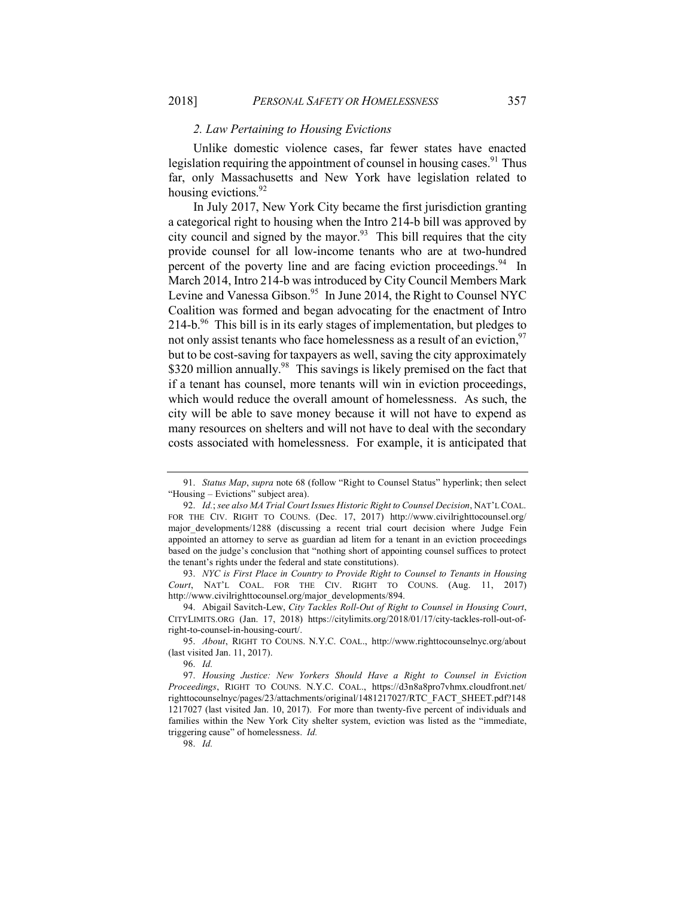### *2. Law Pertaining to Housing Evictions*

Unlike domestic violence cases, far fewer states have enacted legislation requiring the appointment of counsel in housing cases.[91] Thus far, only Massachusetts and New York have legislation related to housing evictions.[92]

In July 2017, New York City became the first jurisdiction granting a categorical right to housing when the Intro 214-b bill was approved by city council and signed by the mayor.[93] This bill requires that the city provide counsel for all low-income tenants who are at two-hundred percent of the poverty line and are facing eviction proceedings.[94] In March 2014, Intro 214-b was introduced by City Council Members Mark Levine and Vanessa Gibson.[95] In June 2014, the Right to Counsel NYC Coalition was formed and began advocating for the enactment of Intro 214-b.[96] This bill is in its early stages of implementation, but pledges to not only assist tenants who face homelessness as a result of an eviction,[97] but to be cost-saving for taxpayers as well, saving the city approximately $320 million annually.[98] This savings is likely premised on the fact that if a tenant has counsel, more tenants will win in eviction proceedings, which would reduce the overall amount of homelessness. As such, the city will be able to save money because it will not have to expend as many resources on shelters and will not have to deal with the secondary costs associated with homelessness. For example, it is anticipated that

---

91. *Status Map*, *supra* note 68 (follow "Right to Counsel Status" hyperlink; then select "Housing – Evictions" subject area).

92. *Id.*; *see also MA Trial Court Issues Historic Right to Counsel Decision*, NAT'L COAL. FOR THE CIV. RIGHT TO COUNS. (Dec. 17, 2017) http://www.civilrighttocounsel.org/major_developments/1288 (discussing a recent trial court decision where Judge Fein appointed an attorney to serve as guardian ad litem for a tenant in an eviction proceedings based on the judge's conclusion that "nothing short of appointing counsel suffices to protect the tenant's rights under the federal and state constitutions).

93. *NYC is First Place in Country to Provide Right to Counsel to Tenants in Housing Court*, NAT'L COAL. FOR THE CIV. RIGHT TO COUNS. (Aug. 11, 2017) http://www.civilrighttocounsel.org/major_developments/894.

94. Abigail Savitch-Lew, *City Tackles Roll-Out of Right to Counsel in Housing Court*, CITYLIMITS.ORG (Jan. 17, 2018) https://citylimits.org/2018/01/17/city-tackles-roll-out-of-right-to-counsel-in-housing-court/.

95. *About*, RIGHT TO COUNS. N.Y.C. COAL., http://www.righttocounselnyc.org/about (last visited Jan. 11, 2017).

96. *Id.*

97. *Housing Justice: New Yorkers Should Have a Right to Counsel in Eviction Proceedings*, RIGHT TO COUNS. N.Y.C. COAL., https://d3n8a8pro7vhmx.cloudfront.net/righttocounselnyc/pages/23/attachments/original/1481217027/RTC_FACT_SHEET.pdf?1481217027 (last visited Jan. 10, 2017). For more than twenty-five percent of individuals and families within the New York City shelter system, eviction was listed as the "immediate, triggering cause" of homelessness. *Id.*

98. *Id.*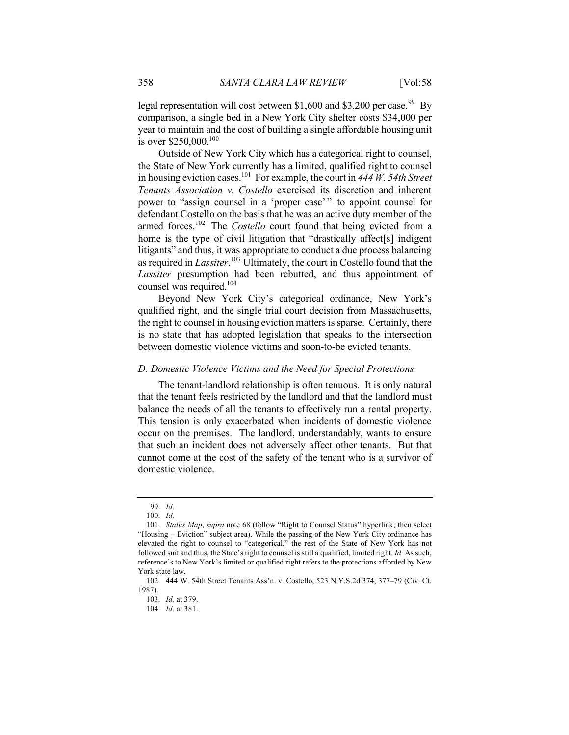legal representation will cost between $1,600 and $3,200 per case.[99] By comparison, a single bed in a New York City shelter costs $34,000 per year to maintain and the cost of building a single affordable housing unit is over $250,000.[100]

Outside of New York City which has a categorical right to counsel, the State of New York currently has a limited, qualified right to counsel in housing eviction cases.[101] For example, the court in *444 W. 54th Street Tenants Association v. Costello* exercised its discretion and inherent power to "assign counsel in a 'proper case'" to appoint counsel for defendant Costello on the basis that he was an active duty member of the armed forces.[102] The *Costello* court found that being evicted from a home is the type of civil litigation that "drastically affect[s] indigent litigants" and thus, it was appropriate to conduct a due process balancing as required in *Lassiter*.[103] Ultimately, the court in Costello found that the *Lassiter* presumption had been rebutted, and thus appointment of counsel was required.[104]

Beyond New York City's categorical ordinance, New York's qualified right, and the single trial court decision from Massachusetts, the right to counsel in housing eviction matters is sparse. Certainly, there is no state that has adopted legislation that speaks to the intersection between domestic violence victims and soon-to-be evicted tenants.

### *D. Domestic Violence Victims and the Need for Special Protections*

The tenant-landlord relationship is often tenuous. It is only natural that the tenant feels restricted by the landlord and that the landlord must balance the needs of all the tenants to effectively run a rental property. This tension is only exacerbated when incidents of domestic violence occur on the premises. The landlord, understandably, wants to ensure that such an incident does not adversely affect other tenants. But that cannot come at the cost of the safety of the tenant who is a survivor of domestic violence.

---

99. *Id.*

100. *Id.*

101. *Status Map*, *supra* note 68 (follow "Right to Counsel Status" hyperlink; then select "Housing – Eviction" subject area). While the passing of the New York City ordinance has elevated the right to counsel to "categorical," the rest of the State of New York has not followed suit and thus, the State's right to counsel is still a qualified, limited right. *Id.* As such, reference's to New York's limited or qualified right refers to the protections afforded by New York state law.

102. 444 W. 54th Street Tenants Ass'n. v. Costello, 523 N.Y.S.2d 374, 377–79 (Civ. Ct. 1987).

103. *Id.* at 379.

104. *Id.* at 381.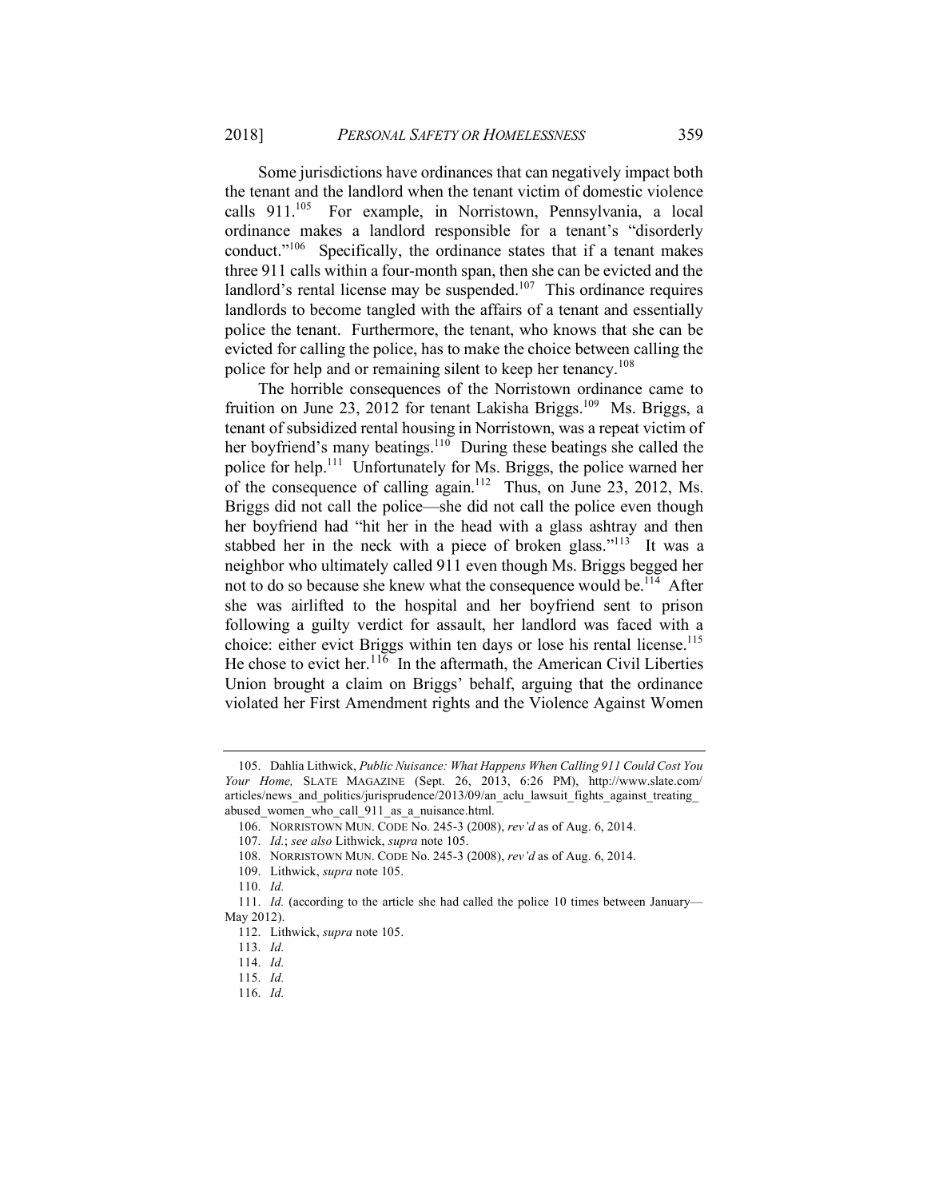Some jurisdictions have ordinances that can negatively impact both the tenant and the landlord when the tenant victim of domestic violence calls 911.[105] For example, in Norristown, Pennsylvania, a local ordinance makes a landlord responsible for a tenant's "disorderly conduct."[106] Specifically, the ordinance states that if a tenant makes three 911 calls within a four-month span, then she can be evicted and the landlord's rental license may be suspended.[107] This ordinance requires landlords to become tangled with the affairs of a tenant and essentially police the tenant. Furthermore, the tenant, who knows that she can be evicted for calling the police, has to make the choice between calling the police for help and or remaining silent to keep her tenancy.[108]

The horrible consequences of the Norristown ordinance came to fruition on June 23, 2012 for tenant Lakisha Briggs.[109] Ms. Briggs, a tenant of subsidized rental housing in Norristown, was a repeat victim of her boyfriend's many beatings.[110] During these beatings she called the police for help.[111] Unfortunately for Ms. Briggs, the police warned her of the consequence of calling again.[112] Thus, on June 23, 2012, Ms. Briggs did not call the police—she did not call the police even though her boyfriend had "hit her in the head with a glass ashtray and then stabbed her in the neck with a piece of broken glass."[113] It was a neighbor who ultimately called 911 even though Ms. Briggs begged her not to do so because she knew what the consequence would be.[114] After she was airlifted to the hospital and her boyfriend sent to prison following a guilty verdict for assault, her landlord was faced with a choice: either evict Briggs within ten days or lose his rental license.[115] He chose to evict her.[116] In the aftermath, the American Civil Liberties Union brought a claim on Briggs' behalf, arguing that the ordinance violated her First Amendment rights and the Violence Against Women

---

105. Dahlia Lithwick, *Public Nuisance: What Happens When Calling 911 Could Cost You Your Home,* SLATE MAGAZINE (Sept. 26, 2013, 6:26 PM), http://www.slate.com/articles/news_and_politics/jurisprudence/2013/09/an_aclu_lawsuit_fights_against_treating_abused_women_who_call_911_as_a_nuisance.html.

106. NORRISTOWN MUN. CODE No. 245-3 (2008), *rev'd* as of Aug. 6, 2014.

107. *Id.*; *see also* Lithwick, *supra* note 105.

108. NORRISTOWN MUN. CODE No. 245-3 (2008), *rev'd* as of Aug. 6, 2014.

109. Lithwick, *supra* note 105.

110. *Id.*

111. *Id.* (according to the article she had called the police 10 times between January—May 2012).

112. Lithwick, *supra* note 105.

113. *Id.*

114. *Id.*

115. *Id.*

116. *Id.*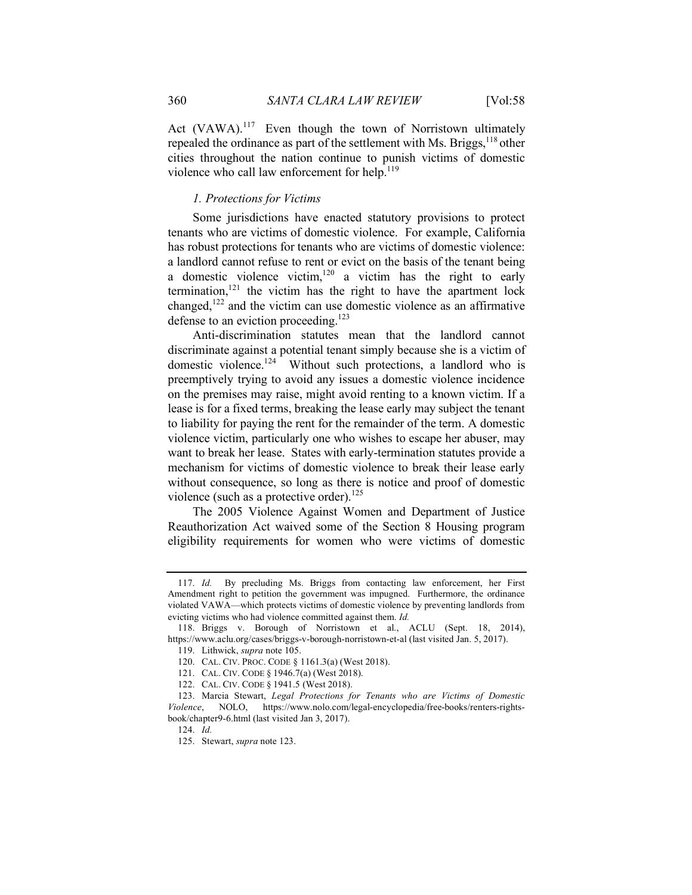Act (VAWA).[117] Even though the town of Norristown ultimately repealed the ordinance as part of the settlement with Ms. Briggs,[118] other cities throughout the nation continue to punish victims of domestic violence who call law enforcement for help.[119]

### *1. Protections for Victims*

Some jurisdictions have enacted statutory provisions to protect tenants who are victims of domestic violence. For example, California has robust protections for tenants who are victims of domestic violence: a landlord cannot refuse to rent or evict on the basis of the tenant being a domestic violence victim,[120] a victim has the right to early termination,[121] the victim has the right to have the apartment lock changed,[122] and the victim can use domestic violence as an affirmative defense to an eviction proceeding.[123]

Anti-discrimination statutes mean that the landlord cannot discriminate against a potential tenant simply because she is a victim of domestic violence.[124] Without such protections, a landlord who is preemptively trying to avoid any issues a domestic violence incidence on the premises may raise, might avoid renting to a known victim. If a lease is for a fixed terms, breaking the lease early may subject the tenant to liability for paying the rent for the remainder of the term. A domestic violence victim, particularly one who wishes to escape her abuser, may want to break her lease. States with early-termination statutes provide a mechanism for victims of domestic violence to break their lease early without consequence, so long as there is notice and proof of domestic violence (such as a protective order).[125]

The 2005 Violence Against Women and Department of Justice Reauthorization Act waived some of the Section 8 Housing program eligibility requirements for women who were victims of domestic

---

117. *Id.* By precluding Ms. Briggs from contacting law enforcement, her First Amendment right to petition the government was impugned. Furthermore, the ordinance violated VAWA—which protects victims of domestic violence by preventing landlords from evicting victims who had violence committed against them. *Id.*

118. Briggs v. Borough of Norristown et al., ACLU (Sept. 18, 2014), https://www.aclu.org/cases/briggs-v-borough-norristown-et-al (last visited Jan. 5, 2017).

119. Lithwick, *supra* note 105.

120. CAL. CIV. PROC. CODE § 1161.3(a) (West 2018).

121. CAL. CIV. CODE § 1946.7(a) (West 2018).

122. CAL. CIV. CODE § 1941.5 (West 2018).

123. Marcia Stewart, *Legal Protections for Tenants who are Victims of Domestic Violence*, NOLO, https://www.nolo.com/legal-encyclopedia/free-books/renters-rights-book/chapter9-6.html (last visited Jan 3, 2017).

124. *Id.*

125. Stewart, *supra* note 123.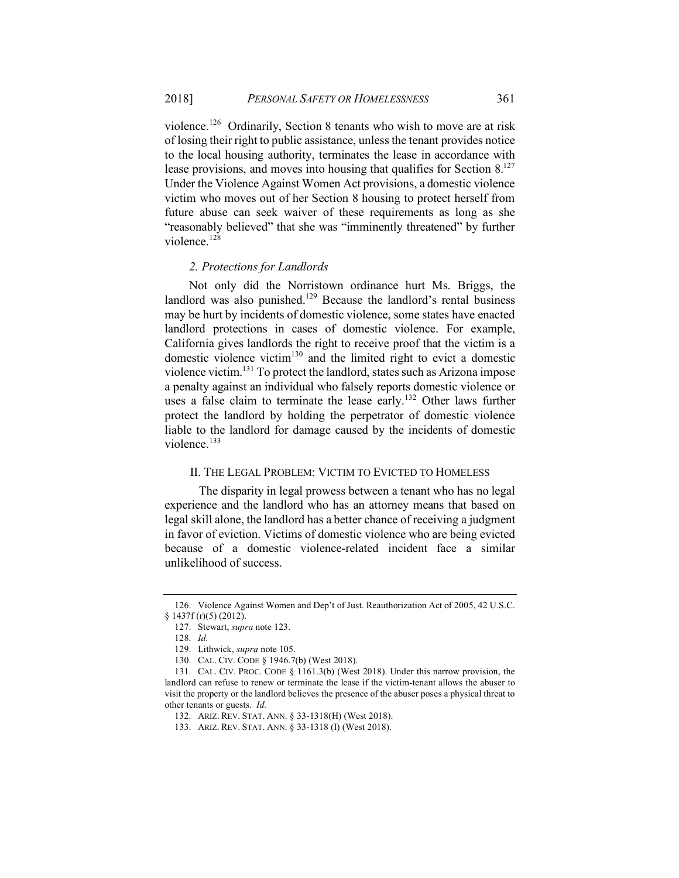violence.[126] Ordinarily, Section 8 tenants who wish to move are at risk of losing their right to public assistance, unless the tenant provides notice to the local housing authority, terminates the lease in accordance with lease provisions, and moves into housing that qualifies for Section 8.[127] Under the Violence Against Women Act provisions, a domestic violence victim who moves out of her Section 8 housing to protect herself from future abuse can seek waiver of these requirements as long as she "reasonably believed" that she was "imminently threatened" by further violence.[128]

### *2. Protections for Landlords*

Not only did the Norristown ordinance hurt Ms. Briggs, the landlord was also punished.[129] Because the landlord's rental business may be hurt by incidents of domestic violence, some states have enacted landlord protections in cases of domestic violence. For example, California gives landlords the right to receive proof that the victim is a domestic violence victim[130] and the limited right to evict a domestic violence victim.[131] To protect the landlord, states such as Arizona impose a penalty against an individual who falsely reports domestic violence or uses a false claim to terminate the lease early.[132] Other laws further protect the landlord by holding the perpetrator of domestic violence liable to the landlord for damage caused by the incidents of domestic violence.[133]

## II. The Legal Problem: Victim to Evicted to Homeless

The disparity in legal prowess between a tenant who has no legal experience and the landlord who has an attorney means that based on legal skill alone, the landlord has a better chance of receiving a judgment in favor of eviction. Victims of domestic violence who are being evicted because of a domestic violence-related incident face a similar unlikelihood of success.

---

126. Violence Against Women and Dep't of Just. Reauthorization Act of 2005, 42 U.S.C. § 1437f (r)(5) (2012).

127. Stewart, *supra* note 123.

128. *Id.*

129. Lithwick, *supra* note 105.

130. CAL. CIV. CODE § 1946.7(b) (West 2018).

131. CAL. CIV. PROC. CODE § 1161.3(b) (West 2018). Under this narrow provision, the landlord can refuse to renew or terminate the lease if the victim-tenant allows the abuser to visit the property or the landlord believes the presence of the abuser poses a physical threat to other tenants or guests. *Id.*

132. ARIZ. REV. STAT. ANN. § 33-1318(H) (West 2018).

133. ARIZ. REV. STAT. ANN. § 33-1318 (I) (West 2018).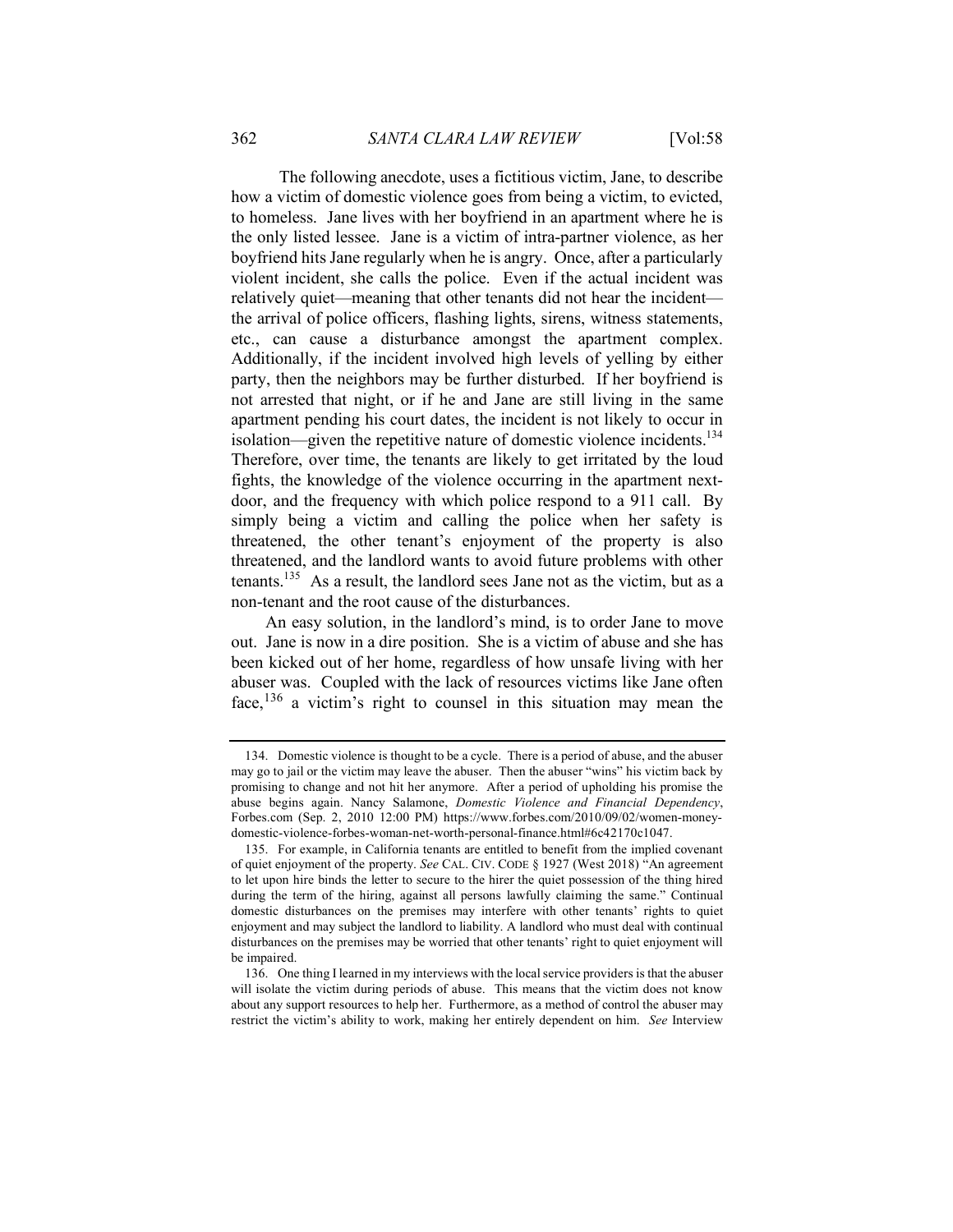The following anecdote, uses a fictitious victim, Jane, to describe how a victim of domestic violence goes from being a victim, to evicted, to homeless. Jane lives with her boyfriend in an apartment where he is the only listed lessee. Jane is a victim of intra-partner violence, as her boyfriend hits Jane regularly when he is angry. Once, after a particularly violent incident, she calls the police. Even if the actual incident was relatively quiet—meaning that other tenants did not hear the incident—the arrival of police officers, flashing lights, sirens, witness statements, etc., can cause a disturbance amongst the apartment complex. Additionally, if the incident involved high levels of yelling by either party, then the neighbors may be further disturbed. If her boyfriend is not arrested that night, or if he and Jane are still living in the same apartment pending his court dates, the incident is not likely to occur in isolation—given the repetitive nature of domestic violence incidents.[134] Therefore, over time, the tenants are likely to get irritated by the loud fights, the knowledge of the violence occurring in the apartment next-door, and the frequency with which police respond to a 911 call. By simply being a victim and calling the police when her safety is threatened, the other tenant's enjoyment of the property is also threatened, and the landlord wants to avoid future problems with other tenants.[135] As a result, the landlord sees Jane not as the victim, but as a non-tenant and the root cause of the disturbances.

An easy solution, in the landlord's mind, is to order Jane to move out. Jane is now in a dire position. She is a victim of abuse and she has been kicked out of her home, regardless of how unsafe living with her abuser was. Coupled with the lack of resources victims like Jane often face,[136] a victim's right to counsel in this situation may mean the

---

134. Domestic violence is thought to be a cycle. There is a period of abuse, and the abuser may go to jail or the victim may leave the abuser. Then the abuser "wins" his victim back by promising to change and not hit her anymore. After a period of upholding his promise the abuse begins again. Nancy Salamone, *Domestic Violence and Financial Dependency*, Forbes.com (Sep. 2, 2010 12:00 PM) https://www.forbes.com/2010/09/02/women-money-domestic-violence-forbes-woman-net-worth-personal-finance.html#6c42170c1047.

135. For example, in California tenants are entitled to benefit from the implied covenant of quiet enjoyment of the property. *See* CAL. CIV. CODE § 1927 (West 2018) "An agreement to let upon hire binds the letter to secure to the hirer the quiet possession of the thing hired during the term of the hiring, against all persons lawfully claiming the same." Continual domestic disturbances on the premises may interfere with other tenants' rights to quiet enjoyment and may subject the landlord to liability. A landlord who must deal with continual disturbances on the premises may be worried that other tenants' right to quiet enjoyment will be impaired.

136. One thing I learned in my interviews with the local service providers is that the abuser will isolate the victim during periods of abuse. This means that the victim does not know about any support resources to help her. Furthermore, as a method of control the abuser may restrict the victim's ability to work, making her entirely dependent on him. *See* Interview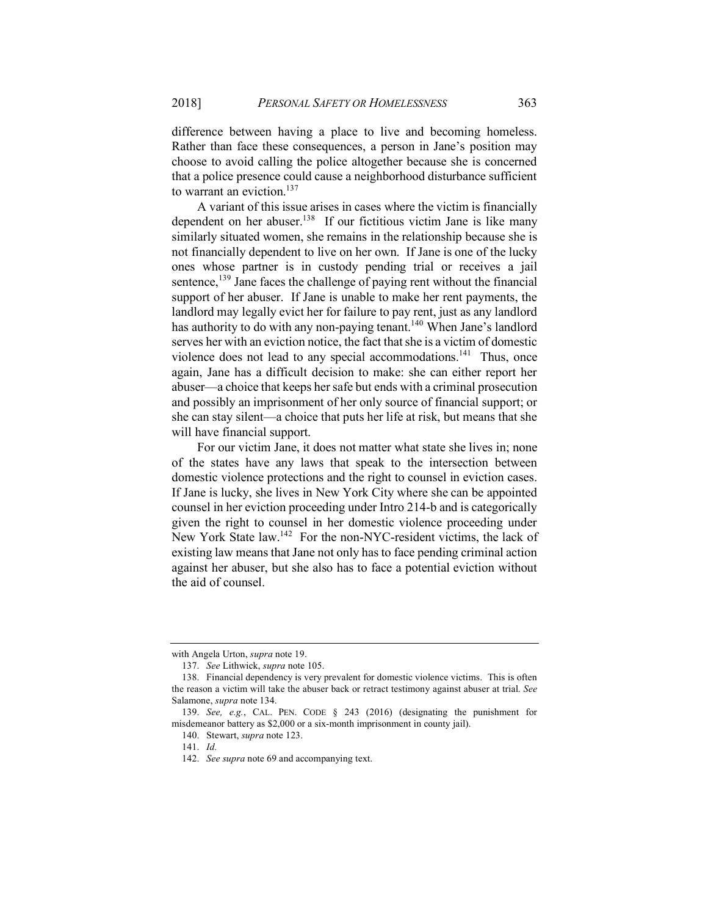difference between having a place to live and becoming homeless. Rather than face these consequences, a person in Jane's position may choose to avoid calling the police altogether because she is concerned that a police presence could cause a neighborhood disturbance sufficient to warrant an eviction.[137]

A variant of this issue arises in cases where the victim is financially dependent on her abuser.[138] If our fictitious victim Jane is like many similarly situated women, she remains in the relationship because she is not financially dependent to live on her own. If Jane is one of the lucky ones whose partner is in custody pending trial or receives a jail sentence,[139] Jane faces the challenge of paying rent without the financial support of her abuser. If Jane is unable to make her rent payments, the landlord may legally evict her for failure to pay rent, just as any landlord has authority to do with any non-paying tenant.[140] When Jane's landlord serves her with an eviction notice, the fact that she is a victim of domestic violence does not lead to any special accommodations.[141] Thus, once again, Jane has a difficult decision to make: she can either report her abuser—a choice that keeps her safe but ends with a criminal prosecution and possibly an imprisonment of her only source of financial support; or she can stay silent—a choice that puts her life at risk, but means that she will have financial support.

For our victim Jane, it does not matter what state she lives in; none of the states have any laws that speak to the intersection between domestic violence protections and the right to counsel in eviction cases. If Jane is lucky, she lives in New York City where she can be appointed counsel in her eviction proceeding under Intro 214-b and is categorically given the right to counsel in her domestic violence proceeding under New York State law.[142] For the non-NYC-resident victims, the lack of existing law means that Jane not only has to face pending criminal action against her abuser, but she also has to face a potential eviction without the aid of counsel.

---

with Angela Urton, *supra* note 19.

137. *See* Lithwick, *supra* note 105.

138. Financial dependency is very prevalent for domestic violence victims. This is often the reason a victim will take the abuser back or retract testimony against abuser at trial. *See* Salamone, *supra* note 134.

139. *See, e.g.*, CAL. PEN. CODE § 243 (2016) (designating the punishment for misdemeanor battery as $2,000 or a six-month imprisonment in county jail).

140. Stewart, *supra* note 123.

141. *Id.*

142. *See supra* note 69 and accompanying text.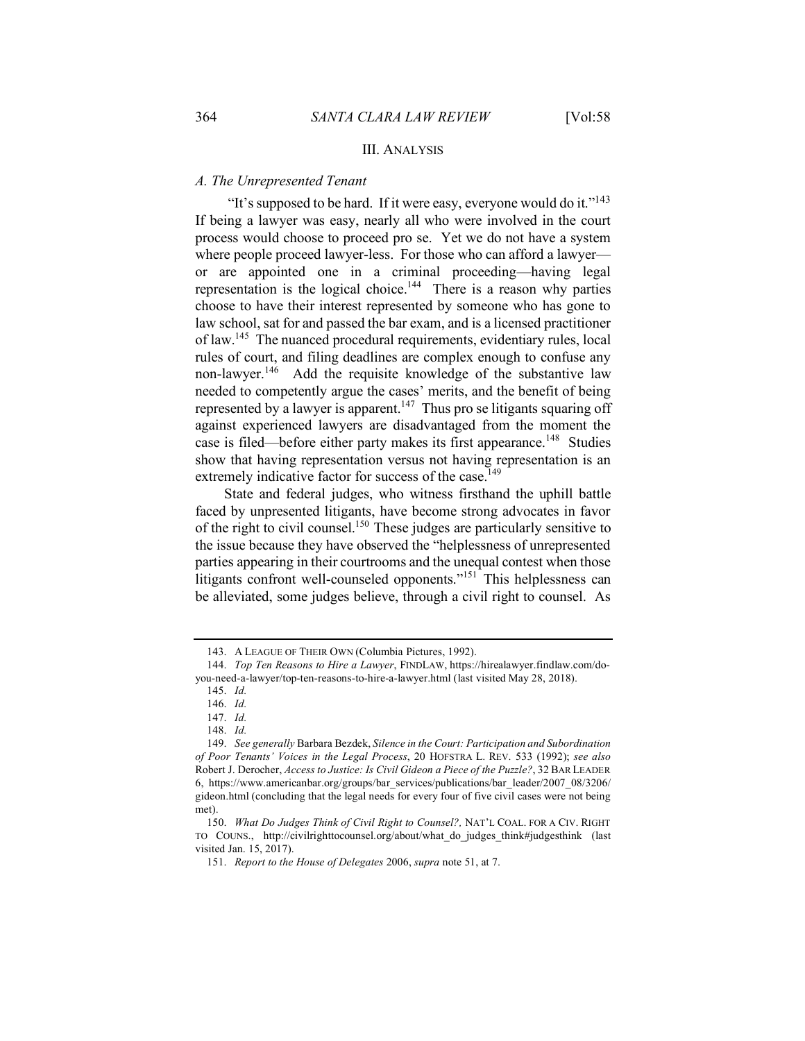## III. ANALYSIS

### *A. The Unrepresented Tenant*

"It's supposed to be hard. If it were easy, everyone would do it."[143] If being a lawyer was easy, nearly all who were involved in the court process would choose to proceed pro se. Yet we do not have a system where people proceed lawyer-less. For those who can afford a lawyer—or are appointed one in a criminal proceeding—having legal representation is the logical choice.[144] There is a reason why parties choose to have their interest represented by someone who has gone to law school, sat for and passed the bar exam, and is a licensed practitioner of law.[145] The nuanced procedural requirements, evidentiary rules, local rules of court, and filing deadlines are complex enough to confuse any non-lawyer.[146] Add the requisite knowledge of the substantive law needed to competently argue the cases' merits, and the benefit of being represented by a lawyer is apparent.[147] Thus pro se litigants squaring off against experienced lawyers are disadvantaged from the moment the case is filed—before either party makes its first appearance.[148] Studies show that having representation versus not having representation is an extremely indicative factor for success of the case.[149]

State and federal judges, who witness firsthand the uphill battle faced by unpresented litigants, have become strong advocates in favor of the right to civil counsel.[150] These judges are particularly sensitive to the issue because they have observed the "helplessness of unrepresented parties appearing in their courtrooms and the unequal contest when those litigants confront well-counseled opponents."[151] This helplessness can be alleviated, some judges believe, through a civil right to counsel. As

---

143. A LEAGUE OF THEIR OWN (Columbia Pictures, 1992).

144. *Top Ten Reasons to Hire a Lawyer*, FINDLAW, https://hirealawyer.findlaw.com/do-you-need-a-lawyer/top-ten-reasons-to-hire-a-lawyer.html (last visited May 28, 2018).

145. *Id.*

146. *Id.*

147. *Id.*

148. *Id.*

149. *See generally* Barbara Bezdek, *Silence in the Court: Participation and Subordination of Poor Tenants' Voices in the Legal Process*, 20 HOFSTRA L. REV. 533 (1992); *see also* Robert J. Derocher, *Access to Justice: Is Civil Gideon a Piece of the Puzzle?*, 32 BAR LEADER 6, https://www.americanbar.org/groups/bar_services/publications/bar_leader/2007_08/3206/gideon.html (concluding that the legal needs for every four of five civil cases were not being met).

150. *What Do Judges Think of Civil Right to Counsel?,* NAT'L COAL. FOR A CIV. RIGHT TO COUNS., http://civilrighttocounsel.org/about/what_do_judges_think#judgesthink (last visited Jan. 15, 2017).

151. *Report to the House of Delegates* 2006, *supra* note 51, at 7.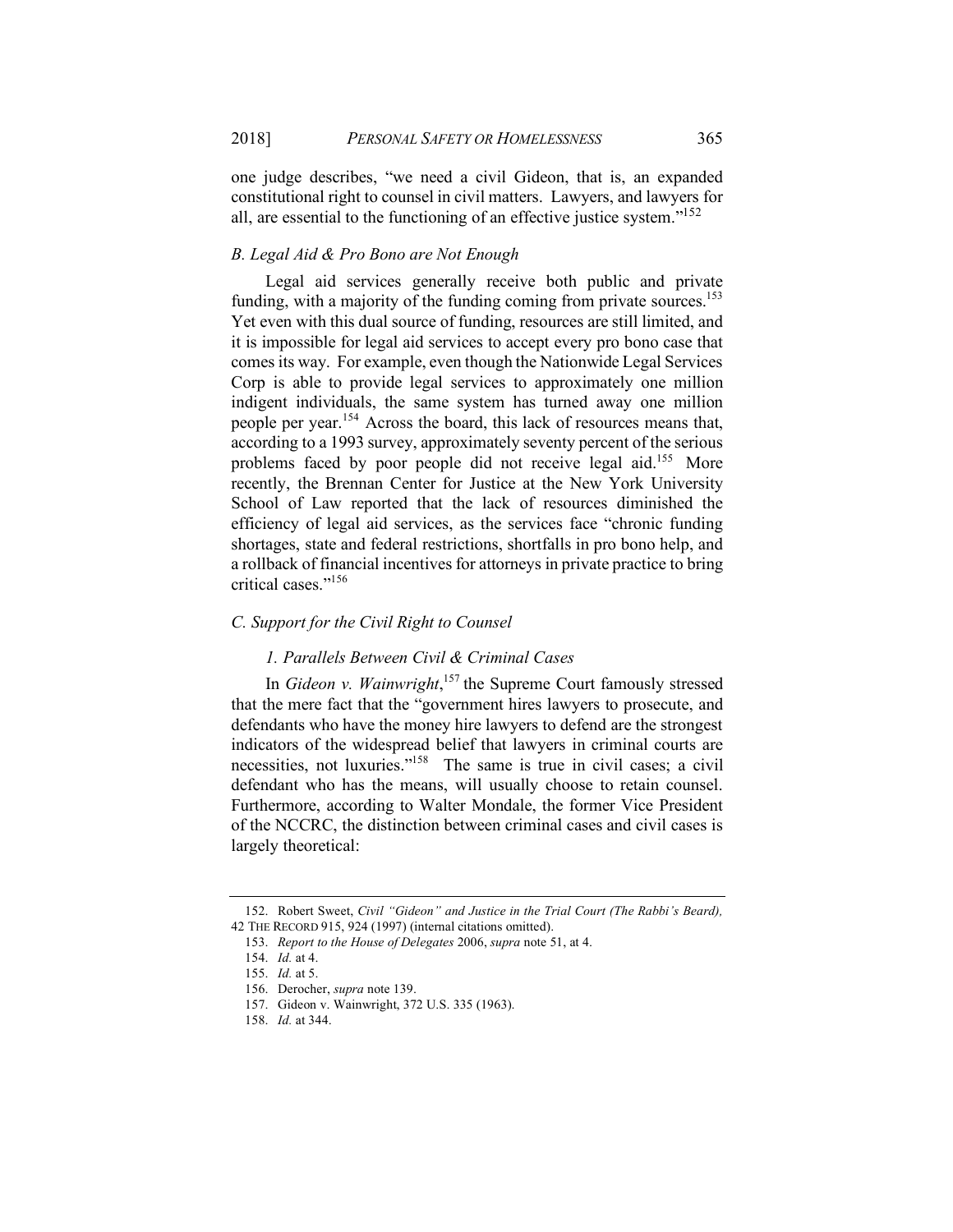one judge describes, "we need a civil Gideon, that is, an expanded constitutional right to counsel in civil matters. Lawyers, and lawyers for all, are essential to the functioning of an effective justice system."[152]

### *B. Legal Aid & Pro Bono are Not Enough*

Legal aid services generally receive both public and private funding, with a majority of the funding coming from private sources.[153] Yet even with this dual source of funding, resources are still limited, and it is impossible for legal aid services to accept every pro bono case that comes its way. For example, even though the Nationwide Legal Services Corp is able to provide legal services to approximately one million indigent individuals, the same system has turned away one million people per year.[154] Across the board, this lack of resources means that, according to a 1993 survey, approximately seventy percent of the serious problems faced by poor people did not receive legal aid.[155] More recently, the Brennan Center for Justice at the New York University School of Law reported that the lack of resources diminished the efficiency of legal aid services, as the services face "chronic funding shortages, state and federal restrictions, shortfalls in pro bono help, and a rollback of financial incentives for attorneys in private practice to bring critical cases."[156]

### *C. Support for the Civil Right to Counsel*

#### *1. Parallels Between Civil & Criminal Cases*

In *Gideon v. Wainwright*,[157] the Supreme Court famously stressed that the mere fact that the "government hires lawyers to prosecute, and defendants who have the money hire lawyers to defend are the strongest indicators of the widespread belief that lawyers in criminal courts are necessities, not luxuries."[158] The same is true in civil cases; a civil defendant who has the means, will usually choose to retain counsel. Furthermore, according to Walter Mondale, the former Vice President of the NCCRC, the distinction between criminal cases and civil cases is largely theoretical:

---

152. Robert Sweet, *Civil "Gideon" and Justice in the Trial Court (The Rabbi's Beard),* 42 THE RECORD 915, 924 (1997) (internal citations omitted).

153. *Report to the House of Delegates* 2006, *supra* note 51, at 4.

154. *Id.* at 4.

155. *Id.* at 5.

156. Derocher, *supra* note 139.

157. Gideon v. Wainwright, 372 U.S. 335 (1963).

158. *Id.* at 344.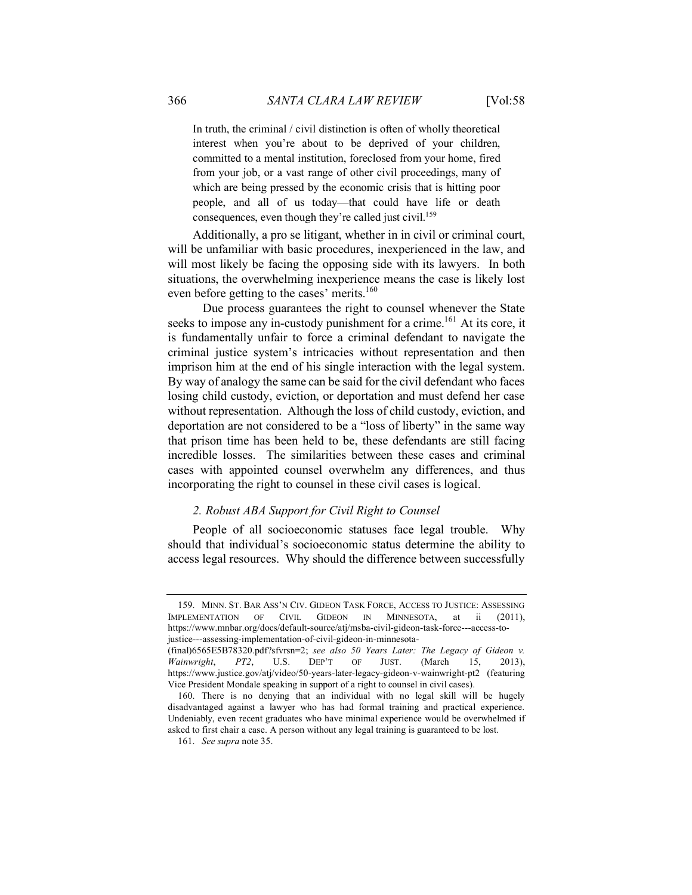> In truth, the criminal / civil distinction is often of wholly theoretical interest when you're about to be deprived of your children, committed to a mental institution, foreclosed from your home, fired from your job, or a vast range of other civil proceedings, many of which are being pressed by the economic crisis that is hitting poor people, and all of us today—that could have life or death consequences, even though they're called just civil.[159]

Additionally, a pro se litigant, whether in in civil or criminal court, will be unfamiliar with basic procedures, inexperienced in the law, and will most likely be facing the opposing side with its lawyers. In both situations, the overwhelming inexperience means the case is likely lost even before getting to the cases' merits.[160]

Due process guarantees the right to counsel whenever the State seeks to impose any in-custody punishment for a crime.[161] At its core, it is fundamentally unfair to force a criminal defendant to navigate the criminal justice system's intricacies without representation and then imprison him at the end of his single interaction with the legal system. By way of analogy the same can be said for the civil defendant who faces losing child custody, eviction, or deportation and must defend her case without representation. Although the loss of child custody, eviction, and deportation are not considered to be a "loss of liberty" in the same way that prison time has been held to be, these defendants are still facing incredible losses. The similarities between these cases and criminal cases with appointed counsel overwhelm any differences, and thus incorporating the right to counsel in these civil cases is logical.

### *2. Robust ABA Support for Civil Right to Counsel*

People of all socioeconomic statuses face legal trouble. Why should that individual's socioeconomic status determine the ability to access legal resources. Why should the difference between successfully

---

159. MINN. ST. BAR ASS'N CIV. GIDEON TASK FORCE, ACCESS TO JUSTICE: ASSESSING IMPLEMENTATION OF CIVIL GIDEON IN MINNESOTA, at ii (2011), https://www.mnbar.org/docs/default-source/atj/msba-civil-gideon-task-force---access-to-justice---assessing-implementation-of-civil-gideon-in-minnesota-(final)6565E5B78320.pdf?sfvrsn=2; *see also 50 Years Later: The Legacy of Gideon v. Wainwright*, *PT2*, U.S. DEP'T OF JUST. (March 15, 2013), https://www.justice.gov/atj/video/50-years-later-legacy-gideon-v-wainwright-pt2 (featuring Vice President Mondale speaking in support of a right to counsel in civil cases).

160. There is no denying that an individual with no legal skill will be hugely disadvantaged against a lawyer who has had formal training and practical experience. Undeniably, even recent graduates who have minimal experience would be overwhelmed if asked to first chair a case. A person without any legal training is guaranteed to be lost.

161. *See supra* note 35.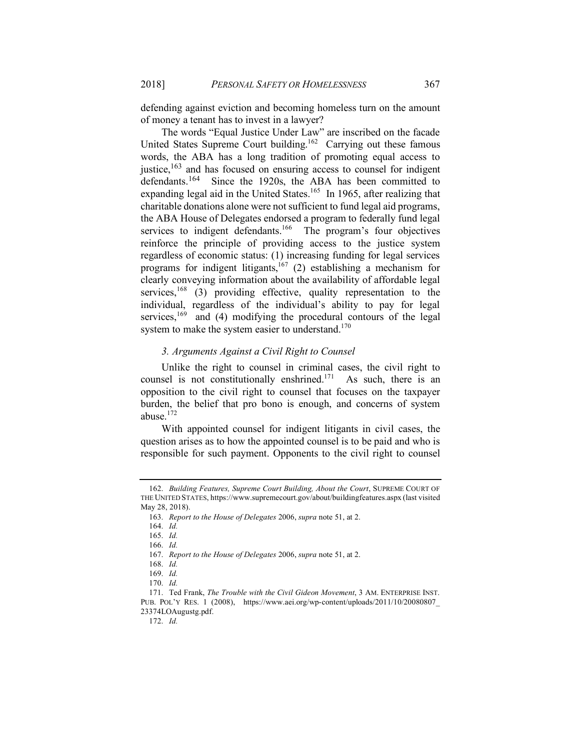defending against eviction and becoming homeless turn on the amount of money a tenant has to invest in a lawyer?

The words "Equal Justice Under Law" are inscribed on the facade United States Supreme Court building.[162] Carrying out these famous words, the ABA has a long tradition of promoting equal access to justice,[163] and has focused on ensuring access to counsel for indigent defendants.[164] Since the 1920s, the ABA has been committed to expanding legal aid in the United States.[165] In 1965, after realizing that charitable donations alone were not sufficient to fund legal aid programs, the ABA House of Delegates endorsed a program to federally fund legal services to indigent defendants.[166] The program's four objectives reinforce the principle of providing access to the justice system regardless of economic status: (1) increasing funding for legal services programs for indigent litigants,[167] (2) establishing a mechanism for clearly conveying information about the availability of affordable legal services,[168] (3) providing effective, quality representation to the individual, regardless of the individual's ability to pay for legal services,[169] and (4) modifying the procedural contours of the legal system to make the system easier to understand.[170]

### *3. Arguments Against a Civil Right to Counsel*

Unlike the right to counsel in criminal cases, the civil right to counsel is not constitutionally enshrined.[171] As such, there is an opposition to the civil right to counsel that focuses on the taxpayer burden, the belief that pro bono is enough, and concerns of system abuse.[172]

With appointed counsel for indigent litigants in civil cases, the question arises as to how the appointed counsel is to be paid and who is responsible for such payment. Opponents to the civil right to counsel

---

162. *Building Features, Supreme Court Building, About the Court*, SUPREME COURT OF THE UNITED STATES, https://www.supremecourt.gov/about/buildingfeatures.aspx (last visited May 28, 2018).

163. *Report to the House of Delegates* 2006, *supra* note 51, at 2.

164. *Id.*

165. *Id.*

166. *Id.*

167. *Report to the House of Delegates* 2006, *supra* note 51, at 2.

168. *Id.*

169. *Id.*

170. *Id.*

171. Ted Frank, *The Trouble with the Civil Gideon Movement*, 3 AM. ENTERPRISE INST. PUB. POL'Y RES. 1 (2008), https://www.aei.org/wp-content/uploads/2011/10/20080807_23374LOAugustg.pdf.

172. *Id.*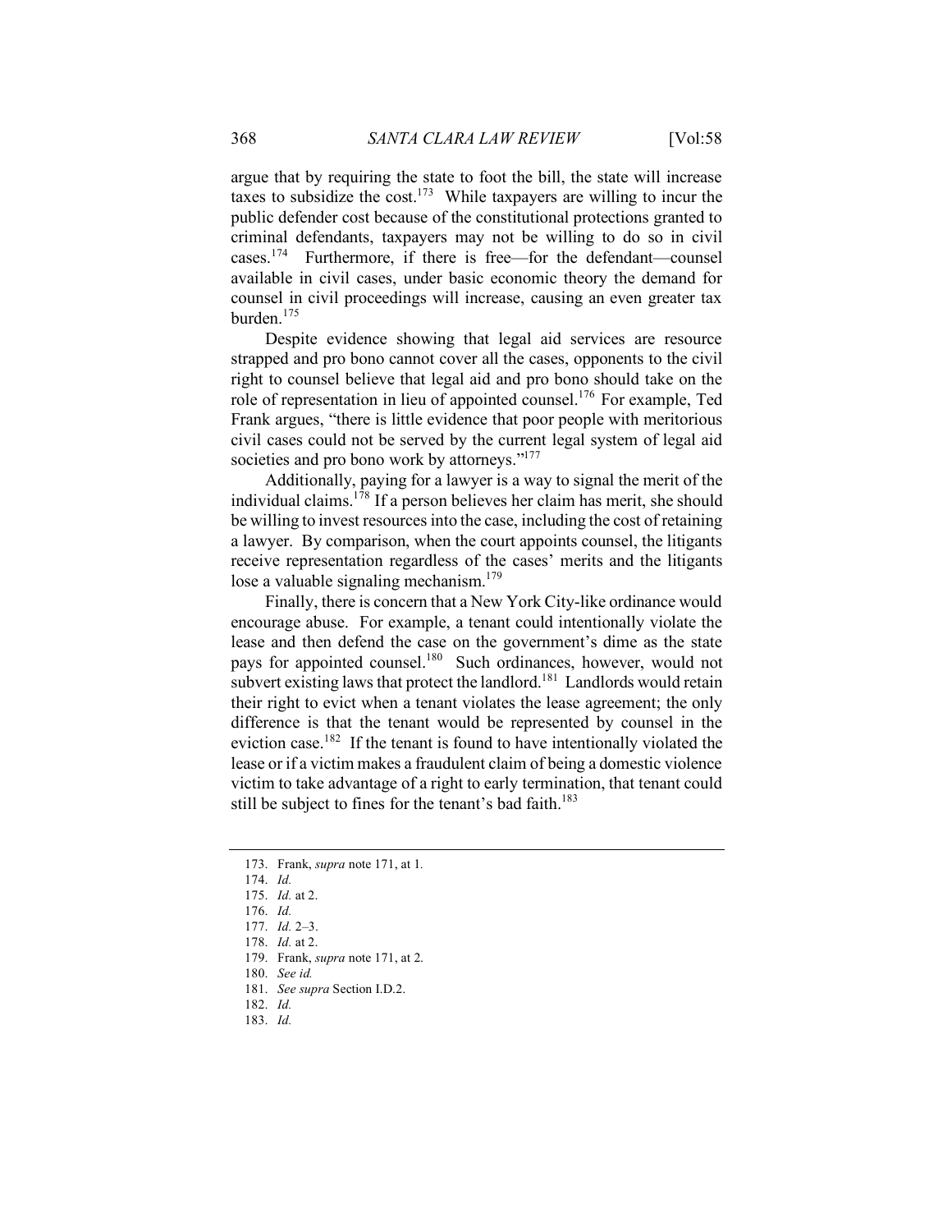argue that by requiring the state to foot the bill, the state will increase taxes to subsidize the cost.[173] While taxpayers are willing to incur the public defender cost because of the constitutional protections granted to criminal defendants, taxpayers may not be willing to do so in civil cases.[174] Furthermore, if there is free—for the defendant—counsel available in civil cases, under basic economic theory the demand for counsel in civil proceedings will increase, causing an even greater tax burden.[175]

Despite evidence showing that legal aid services are resource strapped and pro bono cannot cover all the cases, opponents to the civil right to counsel believe that legal aid and pro bono should take on the role of representation in lieu of appointed counsel.[176] For example, Ted Frank argues, "there is little evidence that poor people with meritorious civil cases could not be served by the current legal system of legal aid societies and pro bono work by attorneys."[177]

Additionally, paying for a lawyer is a way to signal the merit of the individual claims.[178] If a person believes her claim has merit, she should be willing to invest resources into the case, including the cost of retaining a lawyer. By comparison, when the court appoints counsel, the litigants receive representation regardless of the cases' merits and the litigants lose a valuable signaling mechanism.[179]

Finally, there is concern that a New York City-like ordinance would encourage abuse. For example, a tenant could intentionally violate the lease and then defend the case on the government's dime as the state pays for appointed counsel.[180] Such ordinances, however, would not subvert existing laws that protect the landlord.[181] Landlords would retain their right to evict when a tenant violates the lease agreement; the only difference is that the tenant would be represented by counsel in the eviction case.[182] If the tenant is found to have intentionally violated the lease or if a victim makes a fraudulent claim of being a domestic violence victim to take advantage of a right to early termination, that tenant could still be subject to fines for the tenant's bad faith.[183]

---

173. Frank, *supra* note 171, at 1.
174. *Id.*
175. *Id.* at 2.
176. *Id.*
177. *Id.* 2–3.
178. *Id.* at 2.
179. Frank, *supra* note 171, at 2.
180. *See id.*
181. *See supra* Section I.D.2.
182. *Id.*
183. *Id.*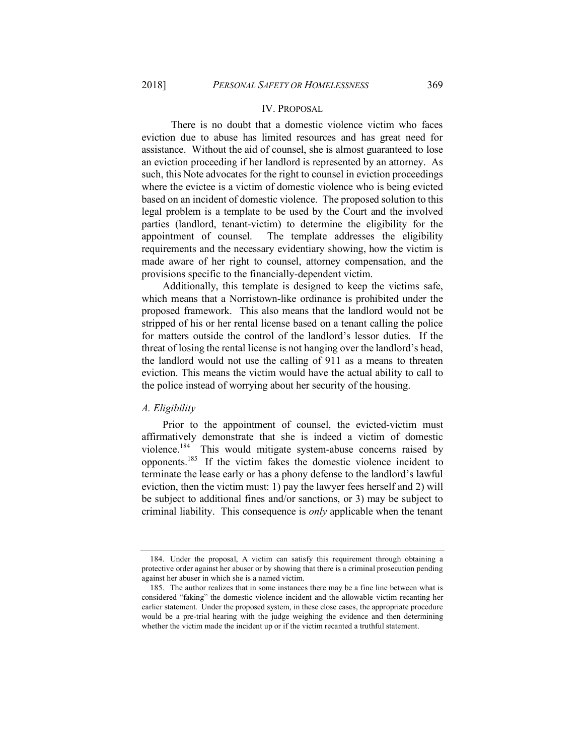## IV. PROPOSAL

There is no doubt that a domestic violence victim who faces eviction due to abuse has limited resources and has great need for assistance. Without the aid of counsel, she is almost guaranteed to lose an eviction proceeding if her landlord is represented by an attorney. As such, this Note advocates for the right to counsel in eviction proceedings where the evictee is a victim of domestic violence who is being evicted based on an incident of domestic violence. The proposed solution to this legal problem is a template to be used by the Court and the involved parties (landlord, tenant-victim) to determine the eligibility for the appointment of counsel. The template addresses the eligibility requirements and the necessary evidentiary showing, how the victim is made aware of her right to counsel, attorney compensation, and the provisions specific to the financially-dependent victim.

Additionally, this template is designed to keep the victims safe, which means that a Norristown-like ordinance is prohibited under the proposed framework. This also means that the landlord would not be stripped of his or her rental license based on a tenant calling the police for matters outside the control of the landlord's lessor duties. If the threat of losing the rental license is not hanging over the landlord's head, the landlord would not use the calling of 911 as a means to threaten eviction. This means the victim would have the actual ability to call to the police instead of worrying about her security of the housing.

### *A. Eligibility*

Prior to the appointment of counsel, the evicted-victim must affirmatively demonstrate that she is indeed a victim of domestic violence.[184] This would mitigate system-abuse concerns raised by opponents.[185] If the victim fakes the domestic violence incident to terminate the lease early or has a phony defense to the landlord's lawful eviction, then the victim must: 1) pay the lawyer fees herself and 2) will be subject to additional fines and/or sanctions, or 3) may be subject to criminal liability. This consequence is *only* applicable when the tenant

---

184. Under the proposal, A victim can satisfy this requirement through obtaining a protective order against her abuser or by showing that there is a criminal prosecution pending against her abuser in which she is a named victim.

185. The author realizes that in some instances there may be a fine line between what is considered "faking" the domestic violence incident and the allowable victim recanting her earlier statement. Under the proposed system, in these close cases, the appropriate procedure would be a pre-trial hearing with the judge weighing the evidence and then determining whether the victim made the incident up or if the victim recanted a truthful statement.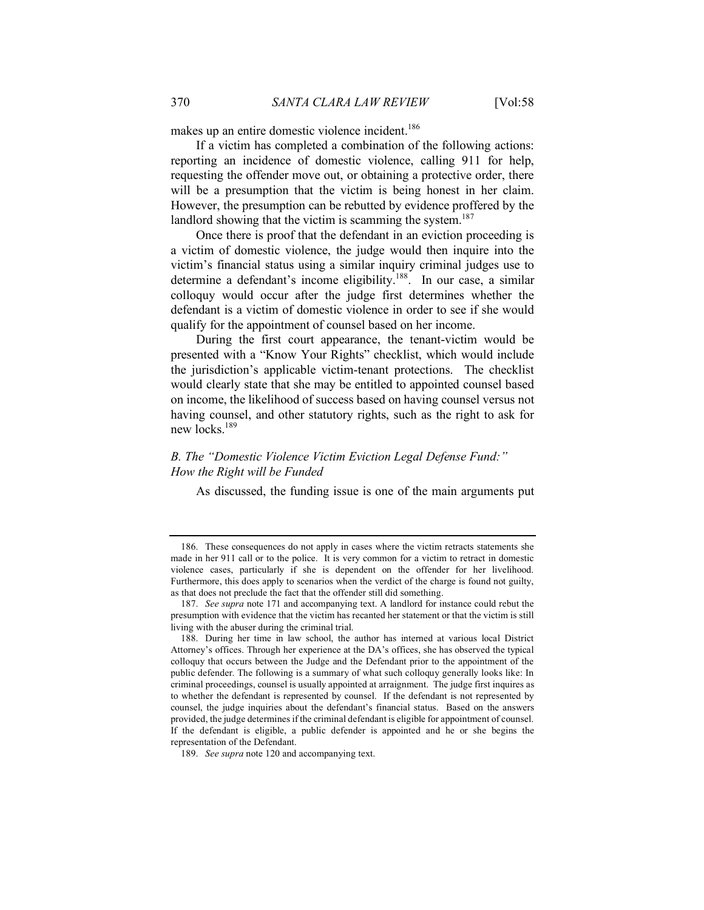makes up an entire domestic violence incident.[186]

If a victim has completed a combination of the following actions: reporting an incidence of domestic violence, calling 911 for help, requesting the offender move out, or obtaining a protective order, there will be a presumption that the victim is being honest in her claim. However, the presumption can be rebutted by evidence proffered by the landlord showing that the victim is scamming the system.[187]

Once there is proof that the defendant in an eviction proceeding is a victim of domestic violence, the judge would then inquire into the victim's financial status using a similar inquiry criminal judges use to determine a defendant's income eligibility.[188]. In our case, a similar colloquy would occur after the judge first determines whether the defendant is a victim of domestic violence in order to see if she would qualify for the appointment of counsel based on her income.

During the first court appearance, the tenant-victim would be presented with a "Know Your Rights" checklist, which would include the jurisdiction's applicable victim-tenant protections. The checklist would clearly state that she may be entitled to appointed counsel based on income, the likelihood of success based on having counsel versus not having counsel, and other statutory rights, such as the right to ask for new locks.[189]

### *B. The "Domestic Violence Victim Eviction Legal Defense Fund:" How the Right will be Funded*

As discussed, the funding issue is one of the main arguments put

---

186. These consequences do not apply in cases where the victim retracts statements she made in her 911 call or to the police. It is very common for a victim to retract in domestic violence cases, particularly if she is dependent on the offender for her livelihood. Furthermore, this does apply to scenarios when the verdict of the charge is found not guilty, as that does not preclude the fact that the offender still did something.

187. *See supra* note 171 and accompanying text. A landlord for instance could rebut the presumption with evidence that the victim has recanted her statement or that the victim is still living with the abuser during the criminal trial.

188. During her time in law school, the author has interned at various local District Attorney's offices. Through her experience at the DA's offices, she has observed the typical colloquy that occurs between the Judge and the Defendant prior to the appointment of the public defender. The following is a summary of what such colloquy generally looks like: In criminal proceedings, counsel is usually appointed at arraignment. The judge first inquires as to whether the defendant is represented by counsel. If the defendant is not represented by counsel, the judge inquiries about the defendant's financial status. Based on the answers provided, the judge determines if the criminal defendant is eligible for appointment of counsel. If the defendant is eligible, a public defender is appointed and he or she begins the representation of the Defendant.

189. *See supra* note 120 and accompanying text.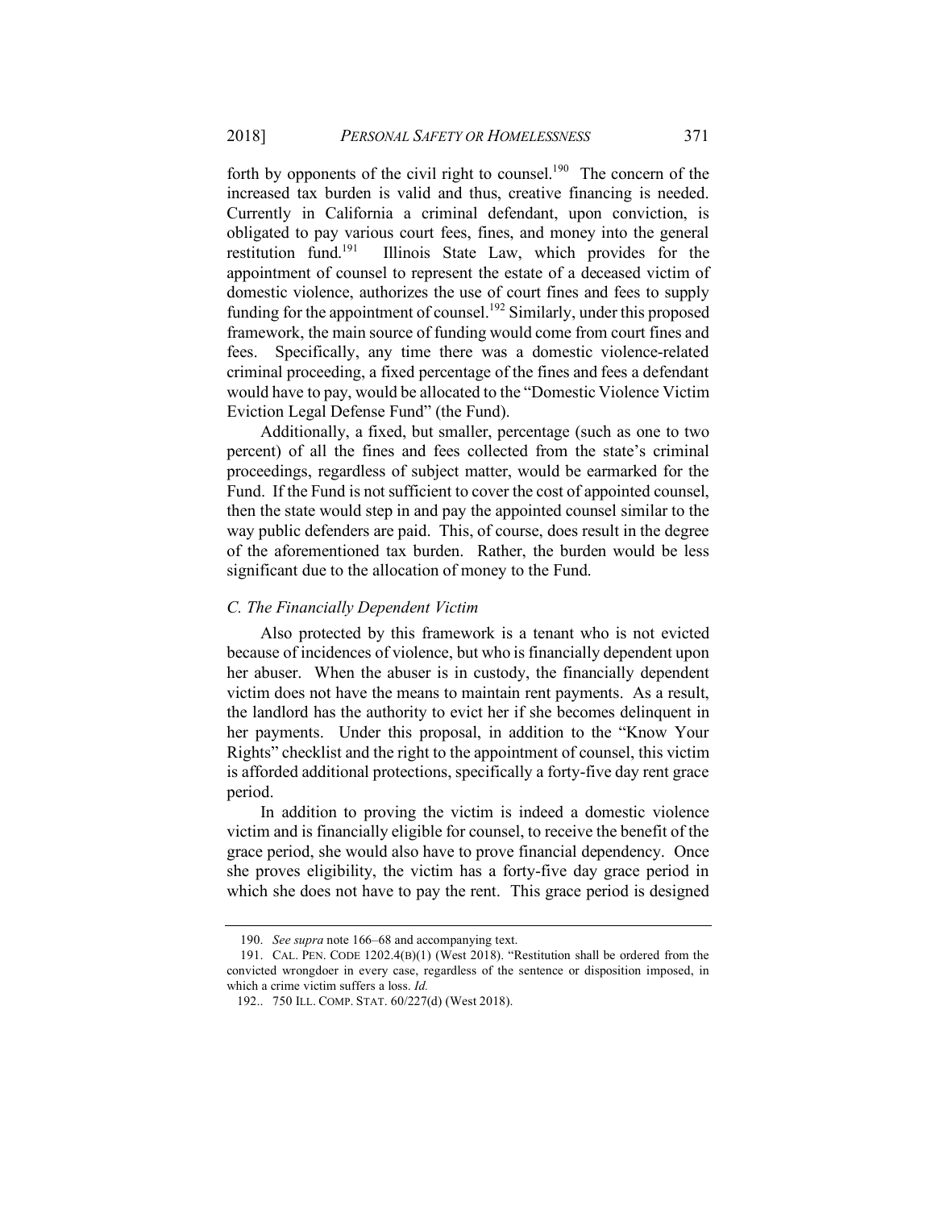forth by opponents of the civil right to counsel.[190] The concern of the increased tax burden is valid and thus, creative financing is needed. Currently in California a criminal defendant, upon conviction, is obligated to pay various court fees, fines, and money into the general restitution fund.[191] Illinois State Law, which provides for the appointment of counsel to represent the estate of a deceased victim of domestic violence, authorizes the use of court fines and fees to supply funding for the appointment of counsel.[192] Similarly, under this proposed framework, the main source of funding would come from court fines and fees. Specifically, any time there was a domestic violence-related criminal proceeding, a fixed percentage of the fines and fees a defendant would have to pay, would be allocated to the "Domestic Violence Victim Eviction Legal Defense Fund" (the Fund).

Additionally, a fixed, but smaller, percentage (such as one to two percent) of all the fines and fees collected from the state's criminal proceedings, regardless of subject matter, would be earmarked for the Fund. If the Fund is not sufficient to cover the cost of appointed counsel, then the state would step in and pay the appointed counsel similar to the way public defenders are paid. This, of course, does result in the degree of the aforementioned tax burden. Rather, the burden would be less significant due to the allocation of money to the Fund.

### *C. The Financially Dependent Victim*

Also protected by this framework is a tenant who is not evicted because of incidences of violence, but who is financially dependent upon her abuser. When the abuser is in custody, the financially dependent victim does not have the means to maintain rent payments. As a result, the landlord has the authority to evict her if she becomes delinquent in her payments. Under this proposal, in addition to the "Know Your Rights" checklist and the right to the appointment of counsel, this victim is afforded additional protections, specifically a forty-five day rent grace period.

In addition to proving the victim is indeed a domestic violence victim and is financially eligible for counsel, to receive the benefit of the grace period, she would also have to prove financial dependency. Once she proves eligibility, the victim has a forty-five day grace period in which she does not have to pay the rent. This grace period is designed

---

190. *See supra* note 166–68 and accompanying text.

191. CAL. PEN. CODE 1202.4(B)(1) (West 2018). "Restitution shall be ordered from the convicted wrongdoer in every case, regardless of the sentence or disposition imposed, in which a crime victim suffers a loss. *Id.*

192.. 750 ILL. COMP. STAT. 60/227(d) (West 2018).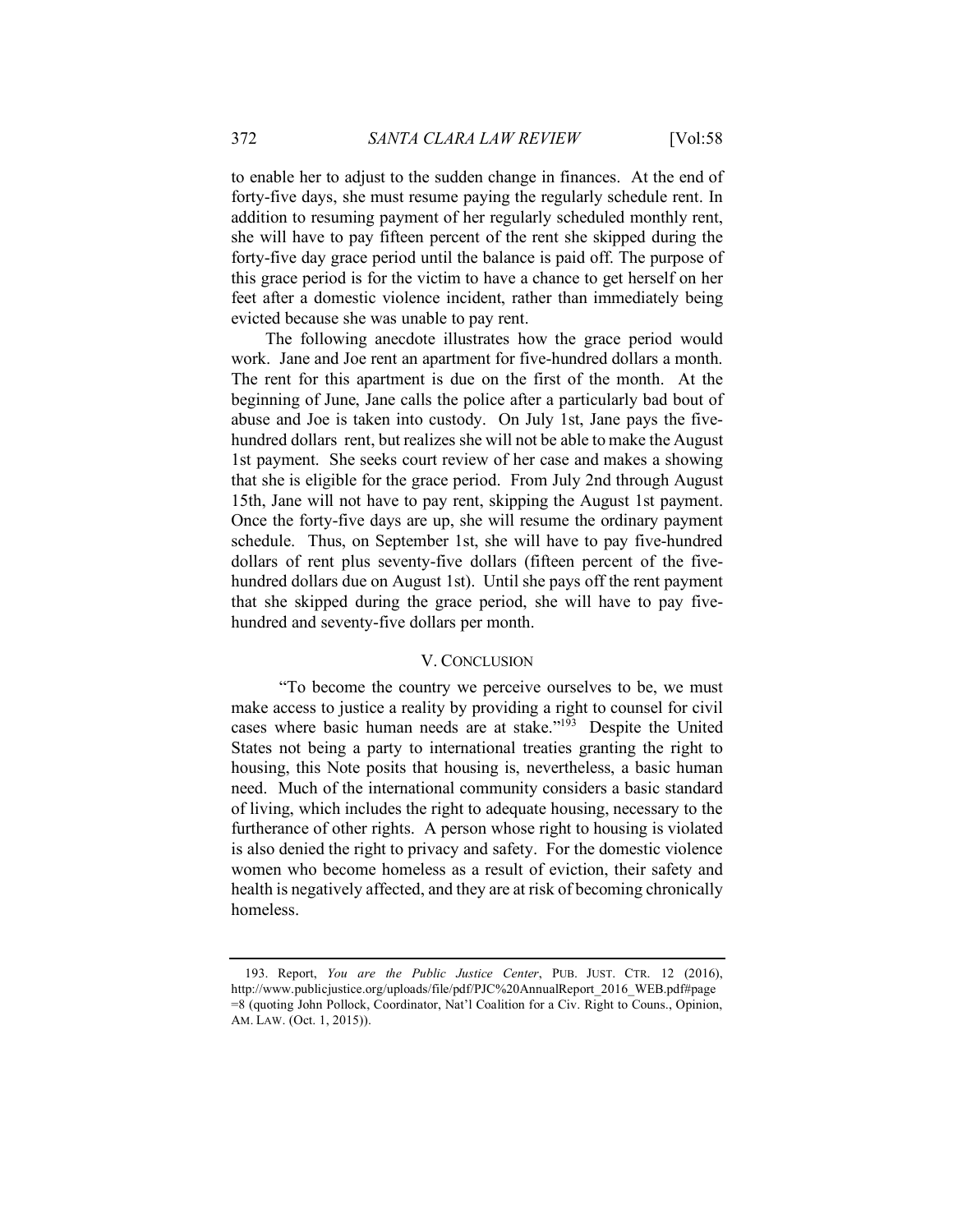to enable her to adjust to the sudden change in finances. At the end of forty-five days, she must resume paying the regularly schedule rent. In addition to resuming payment of her regularly scheduled monthly rent, she will have to pay fifteen percent of the rent she skipped during the forty-five day grace period until the balance is paid off. The purpose of this grace period is for the victim to have a chance to get herself on her feet after a domestic violence incident, rather than immediately being evicted because she was unable to pay rent.

The following anecdote illustrates how the grace period would work. Jane and Joe rent an apartment for five-hundred dollars a month. The rent for this apartment is due on the first of the month. At the beginning of June, Jane calls the police after a particularly bad bout of abuse and Joe is taken into custody. On July 1st, Jane pays the five-hundred dollars rent, but realizes she will not be able to make the August 1st payment. She seeks court review of her case and makes a showing that she is eligible for the grace period. From July 2nd through August 15th, Jane will not have to pay rent, skipping the August 1st payment. Once the forty-five days are up, she will resume the ordinary payment schedule. Thus, on September 1st, she will have to pay five-hundred dollars of rent plus seventy-five dollars (fifteen percent of the five-hundred dollars due on August 1st). Until she pays off the rent payment that she skipped during the grace period, she will have to pay five-hundred and seventy-five dollars per month.

## V. CONCLUSION

"To become the country we perceive ourselves to be, we must make access to justice a reality by providing a right to counsel for civil cases where basic human needs are at stake."[193] Despite the United States not being a party to international treaties granting the right to housing, this Note posits that housing is, nevertheless, a basic human need. Much of the international community considers a basic standard of living, which includes the right to adequate housing, necessary to the furtherance of other rights. A person whose right to housing is violated is also denied the right to privacy and safety. For the domestic violence women who become homeless as a result of eviction, their safety and health is negatively affected, and they are at risk of becoming chronically homeless.

193. Report, *You are the Public Justice Center*, PUB. JUST. CTR. 12 (2016), http://www.publicjustice.org/uploads/file/pdf/PJC%20AnnualReport_2016_WEB.pdf#page=8 (quoting John Pollock, Coordinator, Nat'l Coalition for a Civ. Right to Couns., Opinion, AM. LAW. (Oct. 1, 2015)).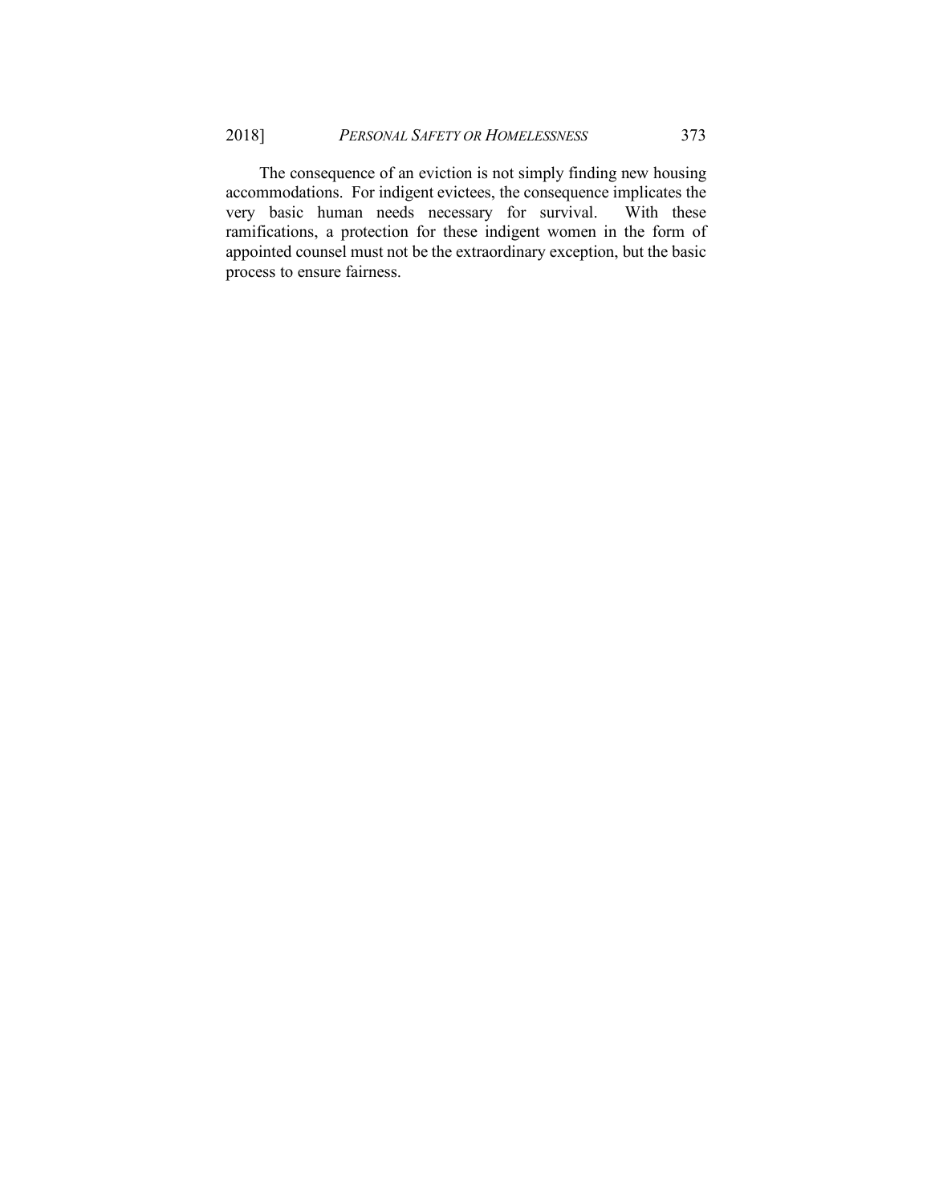The consequence of an eviction is not simply finding new housing accommodations. For indigent evictees, the consequence implicates the very basic human needs necessary for survival. With these ramifications, a protection for these indigent women in the form of appointed counsel must not be the extraordinary exception, but the basic process to ensure fairness.